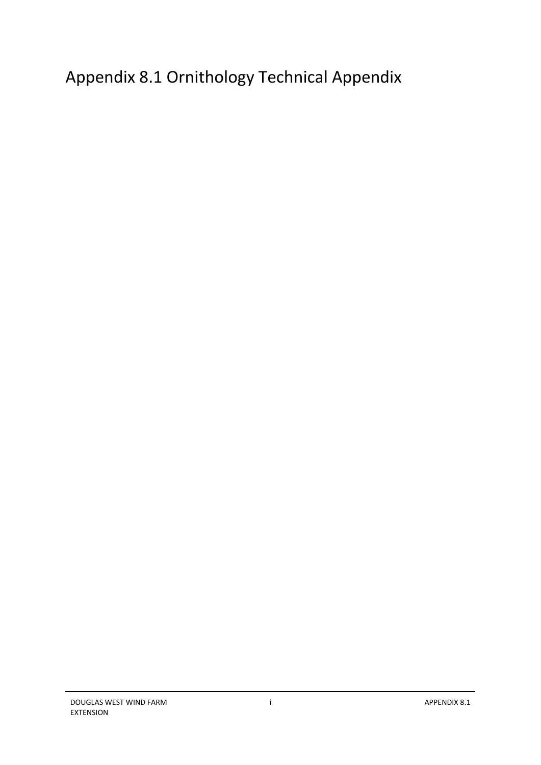# Appendix 8.1 Ornithology Technical Appendix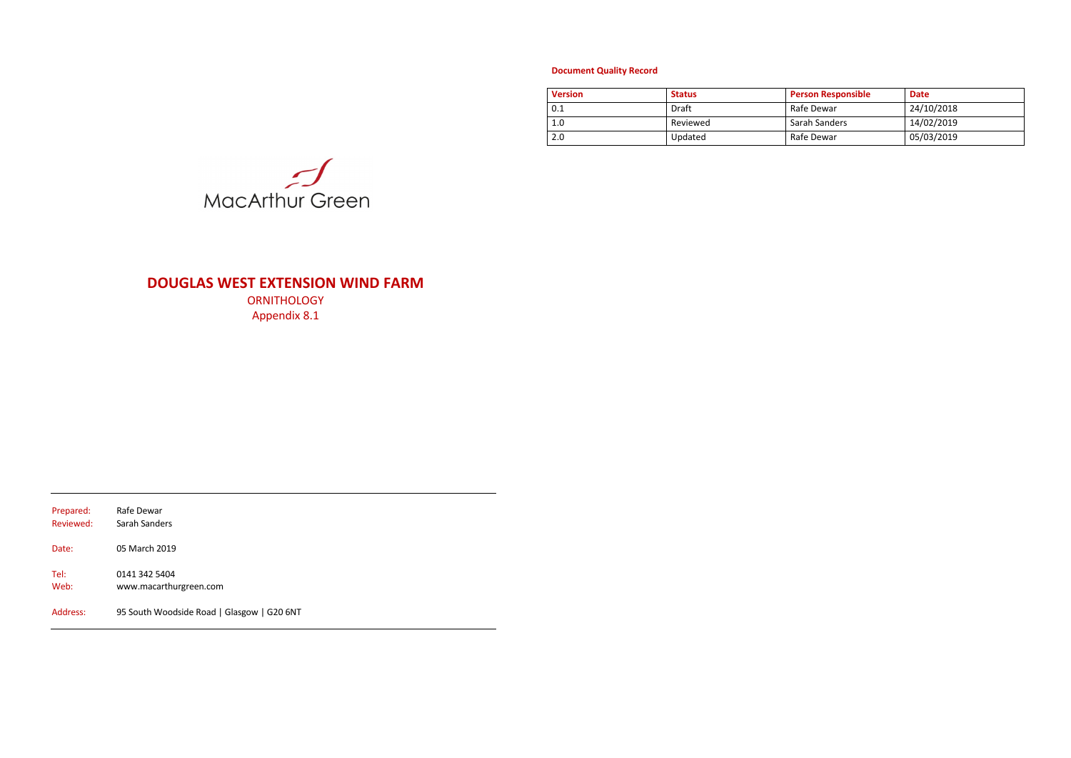**Document Quality Record**

| Version | Status | Person Responsible | Date |
|---|---|---|---|
| 0.1 | Draft | Rafe Dewar | 24/10/2018 |
| 1.0 | Reviewed | Sarah Sanders | 14/02/2019 |
| 2.0 | Updated | Rafe Dewar | 05/03/2019 |

MacArthur Green

# DOUGLAS WEST EXTENSION WIND FARM

ORNITHOLOGY

Appendix 8.1

Prepared: Rafe Dewar
Reviewed: Sarah Sanders

Date: 05 March 2019

Tel: 0141 342 5404
Web: www.macarthurgreen.com

Address: 95 South Woodside Road | Glasgow | G20 6NT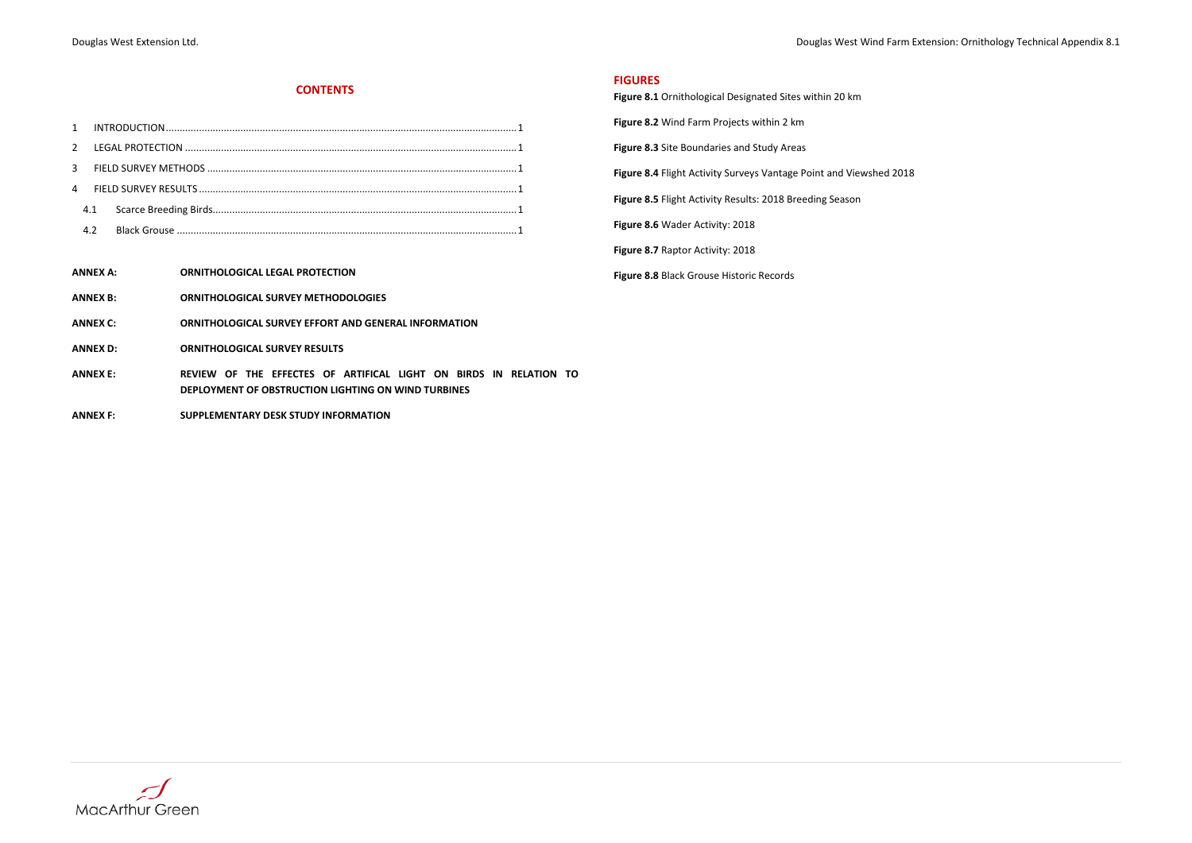## CONTENTS

1 INTRODUCTION ........ 1

2 LEGAL PROTECTION ........ 1

3 FIELD SURVEY METHODS ........ 1

4 FIELD SURVEY RESULTS ........ 1

4.1 Scarce Breeding Birds ........ 1

4.2 Black Grouse ........ 1

**ANNEX A:** **ORNITHOLOGICAL LEGAL PROTECTION**

**ANNEX B:** **ORNITHOLOGICAL SURVEY METHODOLOGIES**

**ANNEX C:** **ORNITHOLOGICAL SURVEY EFFORT AND GENERAL INFORMATION**

**ANNEX D:** **ORNITHOLOGICAL SURVEY RESULTS**

**ANNEX E:** **REVIEW OF THE EFFECTES OF ARTIFICAL LIGHT ON BIRDS IN RELATION TO DEPLOYMENT OF OBSTRUCTION LIGHTING ON WIND TURBINES**

**ANNEX F:** **SUPPLEMENTARY DESK STUDY INFORMATION**

## FIGURES

**Figure 8.1** Ornithological Designated Sites within 20 km

**Figure 8.2** Wind Farm Projects within 2 km

**Figure 8.3** Site Boundaries and Study Areas

**Figure 8.4** Flight Activity Surveys Vantage Point and Viewshed 2018

**Figure 8.5** Flight Activity Results: 2018 Breeding Season

**Figure 8.6** Wader Activity: 2018

**Figure 8.7** Raptor Activity: 2018

**Figure 8.8** Black Grouse Historic Records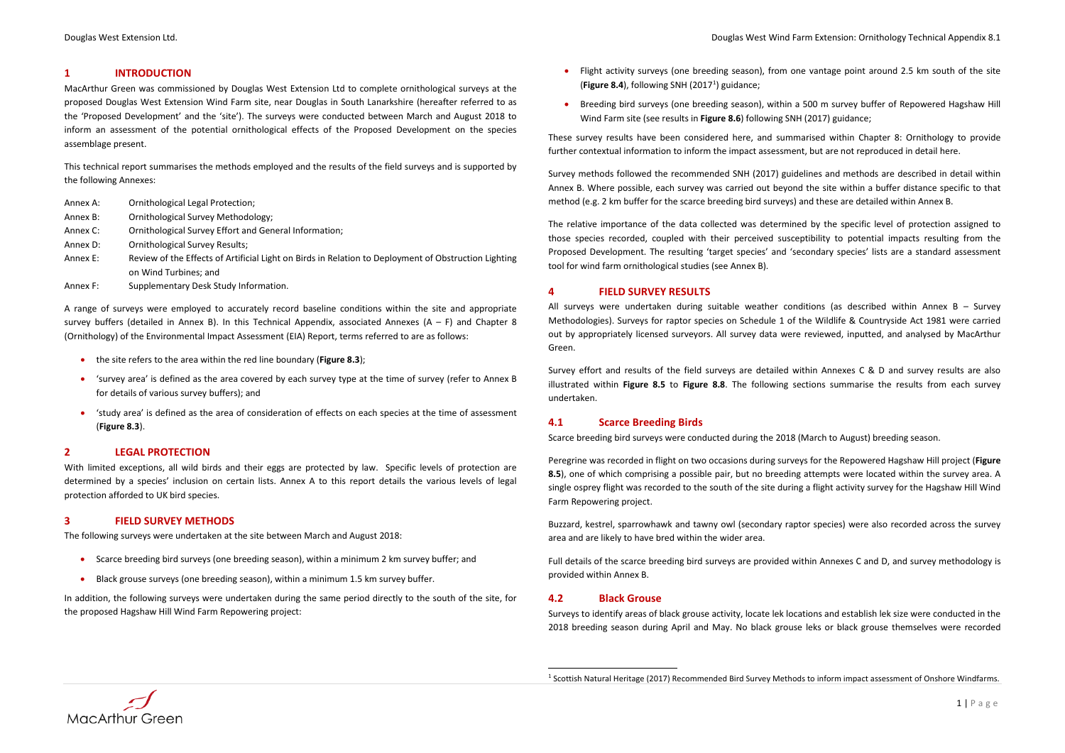# 1 INTRODUCTION

MacArthur Green was commissioned by Douglas West Extension Ltd to complete ornithological surveys at the proposed Douglas West Extension Wind Farm site, near Douglas in South Lanarkshire (hereafter referred to as the 'Proposed Development' and the 'site'). The surveys were conducted between March and August 2018 to inform an assessment of the potential ornithological effects of the Proposed Development on the species assemblage present.

This technical report summarises the methods employed and the results of the field surveys and is supported by the following Annexes:

- Annex A: Ornithological Legal Protection;
- Annex B: Ornithological Survey Methodology;
- Annex C: Ornithological Survey Effort and General Information;
- Annex D: Ornithological Survey Results;
- Annex E: Review of the Effects of Artificial Light on Birds in Relation to Deployment of Obstruction Lighting on Wind Turbines; and
- Annex F: Supplementary Desk Study Information.

A range of surveys were employed to accurately record baseline conditions within the site and appropriate survey buffers (detailed in Annex B). In this Technical Appendix, associated Annexes (A – F) and Chapter 8 (Ornithology) of the Environmental Impact Assessment (EIA) Report, terms referred to are as follows:

- the site refers to the area within the red line boundary (**Figure 8.3**);
- 'survey area' is defined as the area covered by each survey type at the time of survey (refer to Annex B for details of various survey buffers); and
- 'study area' is defined as the area of consideration of effects on each species at the time of assessment (**Figure 8.3**).

# 2 LEGAL PROTECTION

With limited exceptions, all wild birds and their eggs are protected by law. Specific levels of protection are determined by a species' inclusion on certain lists. Annex A to this report details the various levels of legal protection afforded to UK bird species.

# 3 FIELD SURVEY METHODS

The following surveys were undertaken at the site between March and August 2018:

- Scarce breeding bird surveys (one breeding season), within a minimum 2 km survey buffer; and
- Black grouse surveys (one breeding season), within a minimum 1.5 km survey buffer.

In addition, the following surveys were undertaken during the same period directly to the south of the site, for the proposed Hagshaw Hill Wind Farm Repowering project:

- Flight activity surveys (one breeding season), from one vantage point around 2.5 km south of the site (**Figure 8.4**), following SNH (2017[1]) guidance;
- Breeding bird surveys (one breeding season), within a 500 m survey buffer of Repowered Hagshaw Hill Wind Farm site (see results in **Figure 8.6**) following SNH (2017) guidance;

These survey results have been considered here, and summarised within Chapter 8: Ornithology to provide further contextual information to inform the impact assessment, but are not reproduced in detail here.

Survey methods followed the recommended SNH (2017) guidelines and methods are described in detail within Annex B. Where possible, each survey was carried out beyond the site within a buffer distance specific to that method (e.g. 2 km buffer for the scarce breeding bird surveys) and these are detailed within Annex B.

The relative importance of the data collected was determined by the specific level of protection assigned to those species recorded, coupled with their perceived susceptibility to potential impacts resulting from the Proposed Development. The resulting 'target species' and 'secondary species' lists are a standard assessment tool for wind farm ornithological studies (see Annex B).

# 4 FIELD SURVEY RESULTS

All surveys were undertaken during suitable weather conditions (as described within Annex B – Survey Methodologies). Surveys for raptor species on Schedule 1 of the Wildlife & Countryside Act 1981 were carried out by appropriately licensed surveyors. All survey data were reviewed, inputted, and analysed by MacArthur Green.

Survey effort and results of the field surveys are detailed within Annexes C & D and survey results are also illustrated within **Figure 8.5** to **Figure 8.8**. The following sections summarise the results from each survey undertaken.

## 4.1 Scarce Breeding Birds

Scarce breeding bird surveys were conducted during the 2018 (March to August) breeding season.

Peregrine was recorded in flight on two occasions during surveys for the Repowered Hagshaw Hill project (**Figure 8.5**), one of which comprising a possible pair, but no breeding attempts were located within the survey area. A single osprey flight was recorded to the south of the site during a flight activity survey for the Hagshaw Hill Wind Farm Repowering project.

Buzzard, kestrel, sparrowhawk and tawny owl (secondary raptor species) were also recorded across the survey area and are likely to have bred within the wider area.

Full details of the scarce breeding bird surveys are provided within Annexes C and D, and survey methodology is provided within Annex B.

## 4.2 Black Grouse

Surveys to identify areas of black grouse activity, locate lek locations and establish lek size were conducted in the 2018 breeding season during April and May. No black grouse leks or black grouse themselves were recorded

[1] Scottish Natural Heritage (2017) Recommended Bird Survey Methods to inform impact assessment of Onshore Windfarms.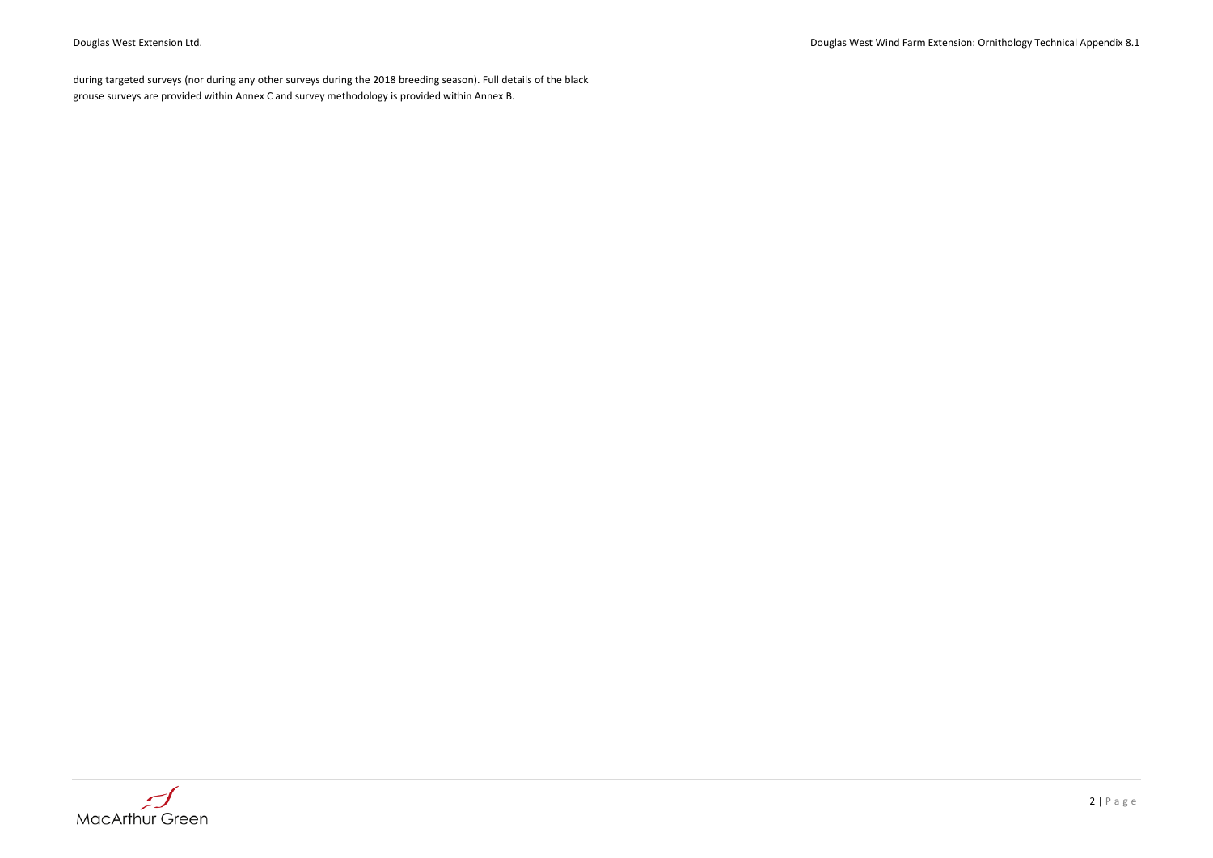during targeted surveys (nor during any other surveys during the 2018 breeding season). Full details of the black grouse surveys are provided within Annex C and survey methodology is provided within Annex B.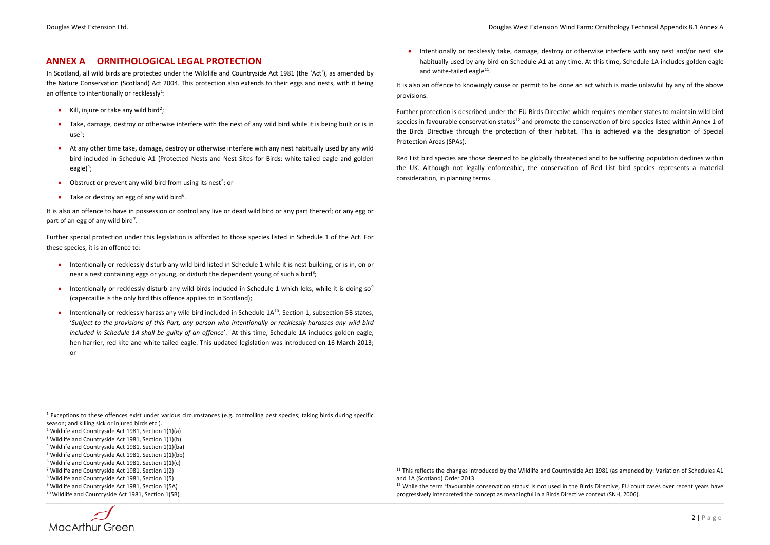## ANNEX A ORNITHOLOGICAL LEGAL PROTECTION

In Scotland, all wild birds are protected under the Wildlife and Countryside Act 1981 (the 'Act'), as amended by the Nature Conservation (Scotland) Act 2004. This protection also extends to their eggs and nests, with it being an offence to intentionally or recklessly[1]:

- Kill, injure or take any wild bird[2];
- Take, damage, destroy or otherwise interfere with the nest of any wild bird while it is being built or is in use[3];
- At any other time take, damage, destroy or otherwise interfere with any nest habitually used by any wild bird included in Schedule A1 (Protected Nests and Nest Sites for Birds: white-tailed eagle and golden eagle)[4];
- Obstruct or prevent any wild bird from using its nest[5]; or
- Take or destroy an egg of any wild bird[6].

It is also an offence to have in possession or control any live or dead wild bird or any part thereof; or any egg or part of an egg of any wild bird[7].

Further special protection under this legislation is afforded to those species listed in Schedule 1 of the Act. For these species, it is an offence to:

- Intentionally or recklessly disturb any wild bird listed in Schedule 1 while it is nest building, or is in, on or near a nest containing eggs or young, or disturb the dependent young of such a bird[8];
- Intentionally or recklessly disturb any wild birds included in Schedule 1 which leks, while it is doing so[9] (capercaillie is the only bird this offence applies to in Scotland);
- Intentionally or recklessly harass any wild bird included in Schedule 1A[10]. Section 1, subsection 5B states, '*Subject to the provisions of this Part, any person who intentionally or recklessly harasses any wild bird included in Schedule 1A shall be guilty of an offence*'. At this time, Schedule 1A includes golden eagle, hen harrier, red kite and white-tailed eagle. This updated legislation was introduced on 16 March 2013; or
- Intentionally or recklessly take, damage, destroy or otherwise interfere with any nest and/or nest site habitually used by any bird on Schedule A1 at any time. At this time, Schedule 1A includes golden eagle and white-tailed eagle[11].

It is also an offence to knowingly cause or permit to be done an act which is made unlawful by any of the above provisions.

Further protection is described under the EU Birds Directive which requires member states to maintain wild bird species in favourable conservation status[12] and promote the conservation of bird species listed within Annex 1 of the Birds Directive through the protection of their habitat. This is achieved via the designation of Special Protection Areas (SPAs).

Red List bird species are those deemed to be globally threatened and to be suffering population declines within the UK. Although not legally enforceable, the conservation of Red List bird species represents a material consideration, in planning terms.

---

[1] Exceptions to these offences exist under various circumstances (e.g. controlling pest species; taking birds during specific season; and killing sick or injured birds etc.).

[2] Wildlife and Countryside Act 1981, Section 1(1)(a)

[3] Wildlife and Countryside Act 1981, Section 1(1)(b)

[4] Wildlife and Countryside Act 1981, Section 1(1)(ba)

[5] Wildlife and Countryside Act 1981, Section 1(1)(bb)

[6] Wildlife and Countryside Act 1981, Section 1(1)(c)

[7] Wildlife and Countryside Act 1981, Section 1(2)

[8] Wildlife and Countryside Act 1981, Section 1(5)

[9] Wildlife and Countryside Act 1981, Section 1(5A)

[10] Wildlife and Countryside Act 1981, Section 1(5B)

[11] This reflects the changes introduced by the Wildlife and Countryside Act 1981 (as amended by: Variation of Schedules A1 and 1A (Scotland) Order 2013

[12] While the term 'favourable conservation status' is not used in the Birds Directive, EU court cases over recent years have progressively interpreted the concept as meaningful in a Birds Directive context (SNH, 2006).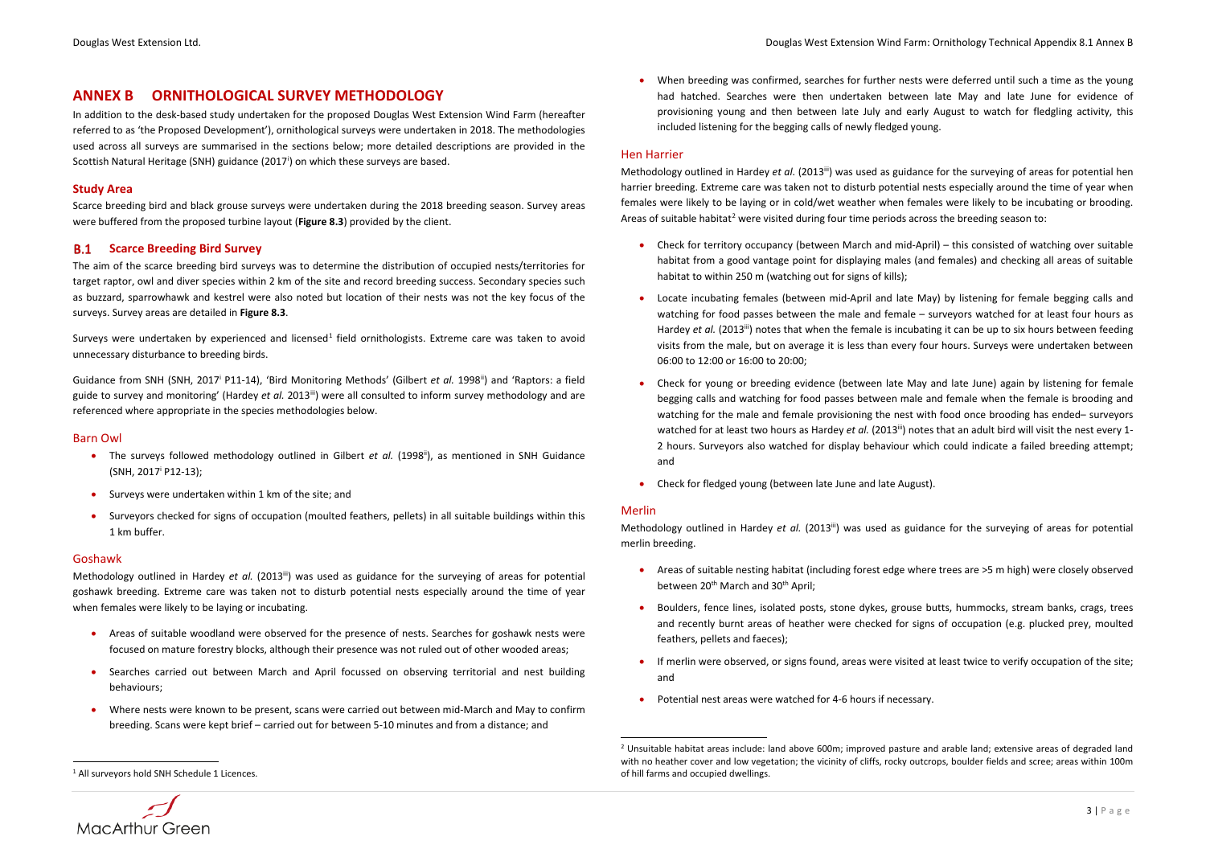# ANNEX B ORNITHOLOGICAL SURVEY METHODOLOGY

In addition to the desk-based study undertaken for the proposed Douglas West Extension Wind Farm (hereafter referred to as 'the Proposed Development'), ornithological surveys were undertaken in 2018. The methodologies used across all surveys are summarised in the sections below; more detailed descriptions are provided in the Scottish Natural Heritage (SNH) guidance (2017[i]) on which these surveys are based.

### Study Area

Scarce breeding bird and black grouse surveys were undertaken during the 2018 breeding season. Survey areas were buffered from the proposed turbine layout (**Figure 8.3**) provided by the client.

## B.1 Scarce Breeding Bird Survey

The aim of the scarce breeding bird surveys was to determine the distribution of occupied nests/territories for target raptor, owl and diver species within 2 km of the site and record breeding success. Secondary species such as buzzard, sparrowhawk and kestrel were also noted but location of their nests was not the key focus of the surveys. Survey areas are detailed in **Figure 8.3**.

Surveys were undertaken by experienced and licensed[1] field ornithologists. Extreme care was taken to avoid unnecessary disturbance to breeding birds.

Guidance from SNH (SNH, 2017[i] P11-14), 'Bird Monitoring Methods' (Gilbert *et al.* 1998[ii]) and 'Raptors: a field guide to survey and monitoring' (Hardey *et al.* 2013[iii]) were all consulted to inform survey methodology and are referenced where appropriate in the species methodologies below.

### Barn Owl

- The surveys followed methodology outlined in Gilbert *et al.* (1998[ii]), as mentioned in SNH Guidance (SNH, 2017[i] P12-13);
- Surveys were undertaken within 1 km of the site; and
- Surveyors checked for signs of occupation (moulted feathers, pellets) in all suitable buildings within this 1 km buffer.

### Goshawk

Methodology outlined in Hardey *et al.* (2013[iii]) was used as guidance for the surveying of areas for potential goshawk breeding. Extreme care was taken not to disturb potential nests especially around the time of year when females were likely to be laying or incubating.

- Areas of suitable woodland were observed for the presence of nests. Searches for goshawk nests were focused on mature forestry blocks, although their presence was not ruled out of other wooded areas;
- Searches carried out between March and April focussed on observing territorial and nest building behaviours;
- Where nests were known to be present, scans were carried out between mid-March and May to confirm breeding. Scans were kept brief – carried out for between 5-10 minutes and from a distance; and
- When breeding was confirmed, searches for further nests were deferred until such a time as the young had hatched. Searches were then undertaken between late May and late June for evidence of provisioning young and then between late July and early August to watch for fledgling activity, this included listening for the begging calls of newly fledged young.

### Hen Harrier

Methodology outlined in Hardey *et al.* (2013[iii]) was used as guidance for the surveying of areas for potential hen harrier breeding. Extreme care was taken not to disturb potential nests especially around the time of year when females were likely to be laying or in cold/wet weather when females were likely to be incubating or brooding. Areas of suitable habitat[2] were visited during four time periods across the breeding season to:

- Check for territory occupancy (between March and mid-April) – this consisted of watching over suitable habitat from a good vantage point for displaying males (and females) and checking all areas of suitable habitat to within 250 m (watching out for signs of kills);
- Locate incubating females (between mid-April and late May) by listening for female begging calls and watching for food passes between the male and female – surveyors watched for at least four hours as Hardey *et al.* (2013[iii]) notes that when the female is incubating it can be up to six hours between feeding visits from the male, but on average it is less than every four hours. Surveys were undertaken between 06:00 to 12:00 or 16:00 to 20:00;
- Check for young or breeding evidence (between late May and late June) again by listening for female begging calls and watching for food passes between male and female when the female is brooding and watching for the male and female provisioning the nest with food once brooding has ended– surveyors watched for at least two hours as Hardey *et al.* (2013[iii]) notes that an adult bird will visit the nest every 1-2 hours. Surveyors also watched for display behaviour which could indicate a failed breeding attempt; and
- Check for fledged young (between late June and late August).

### Merlin

Methodology outlined in Hardey *et al.* (2013[iii]) was used as guidance for the surveying of areas for potential merlin breeding.

- Areas of suitable nesting habitat (including forest edge where trees are >5 m high) were closely observed between 20th March and 30th April;
- Boulders, fence lines, isolated posts, stone dykes, grouse butts, hummocks, stream banks, crags, trees and recently burnt areas of heather were checked for signs of occupation (e.g. plucked prey, moulted feathers, pellets and faeces);
- If merlin were observed, or signs found, areas were visited at least twice to verify occupation of the site; and
- Potential nest areas were watched for 4-6 hours if necessary.

---

[1] All surveyors hold SNH Schedule 1 Licences.

[2] Unsuitable habitat areas include: land above 600m; improved pasture and arable land; extensive areas of degraded land with no heather cover and low vegetation; the vicinity of cliffs, rocky outcrops, boulder fields and scree; areas within 100m of hill farms and occupied dwellings.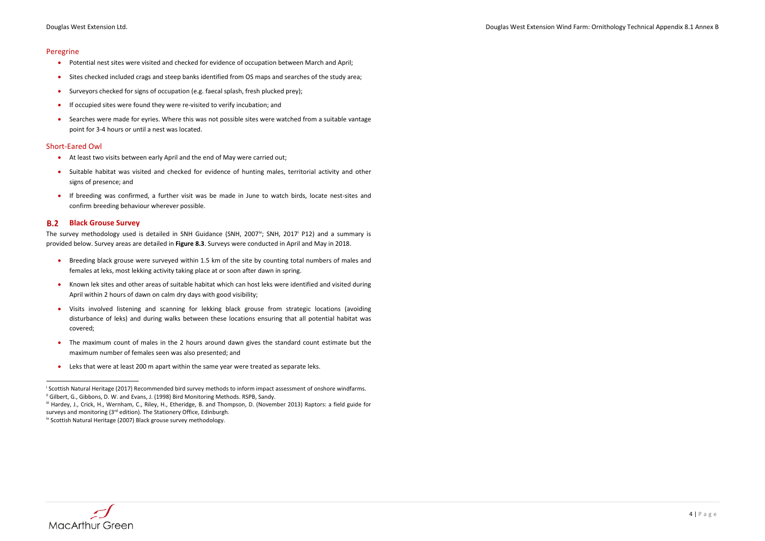### Peregrine

- Potential nest sites were visited and checked for evidence of occupation between March and April;
- Sites checked included crags and steep banks identified from OS maps and searches of the study area;
- Surveyors checked for signs of occupation (e.g. faecal splash, fresh plucked prey);
- If occupied sites were found they were re-visited to verify incubation; and
- Searches were made for eyries. Where this was not possible sites were watched from a suitable vantage point for 3-4 hours or until a nest was located.

### Short-Eared Owl

- At least two visits between early April and the end of May were carried out;
- Suitable habitat was visited and checked for evidence of hunting males, territorial activity and other signs of presence; and
- If breeding was confirmed, a further visit was be made in June to watch birds, locate nest-sites and confirm breeding behaviour wherever possible.

## B.2 Black Grouse Survey

The survey methodology used is detailed in SNH Guidance (SNH, 2007[iv]; SNH, 2017[i] P12) and a summary is provided below. Survey areas are detailed in **Figure 8.3**. Surveys were conducted in April and May in 2018.

- Breeding black grouse were surveyed within 1.5 km of the site by counting total numbers of males and females at leks, most lekking activity taking place at or soon after dawn in spring.
- Known lek sites and other areas of suitable habitat which can host leks were identified and visited during April within 2 hours of dawn on calm dry days with good visibility;
- Visits involved listening and scanning for lekking black grouse from strategic locations (avoiding disturbance of leks) and during walks between these locations ensuring that all potential habitat was covered;
- The maximum count of males in the 2 hours around dawn gives the standard count estimate but the maximum number of females seen was also presented; and
- Leks that were at least 200 m apart within the same year were treated as separate leks.

---

[i] Scottish Natural Heritage (2017) Recommended bird survey methods to inform impact assessment of onshore windfarms.
[ii] Gilbert, G., Gibbons, D. W. and Evans, J. (1998) Bird Monitoring Methods. RSPB, Sandy.
[iii] Hardey, J., Crick, H., Wernham, C., Riley, H., Etheridge, B. and Thompson, D. (November 2013) Raptors: a field guide for surveys and monitoring (3rd edition). The Stationery Office, Edinburgh.
[iv] Scottish Natural Heritage (2007) Black grouse survey methodology.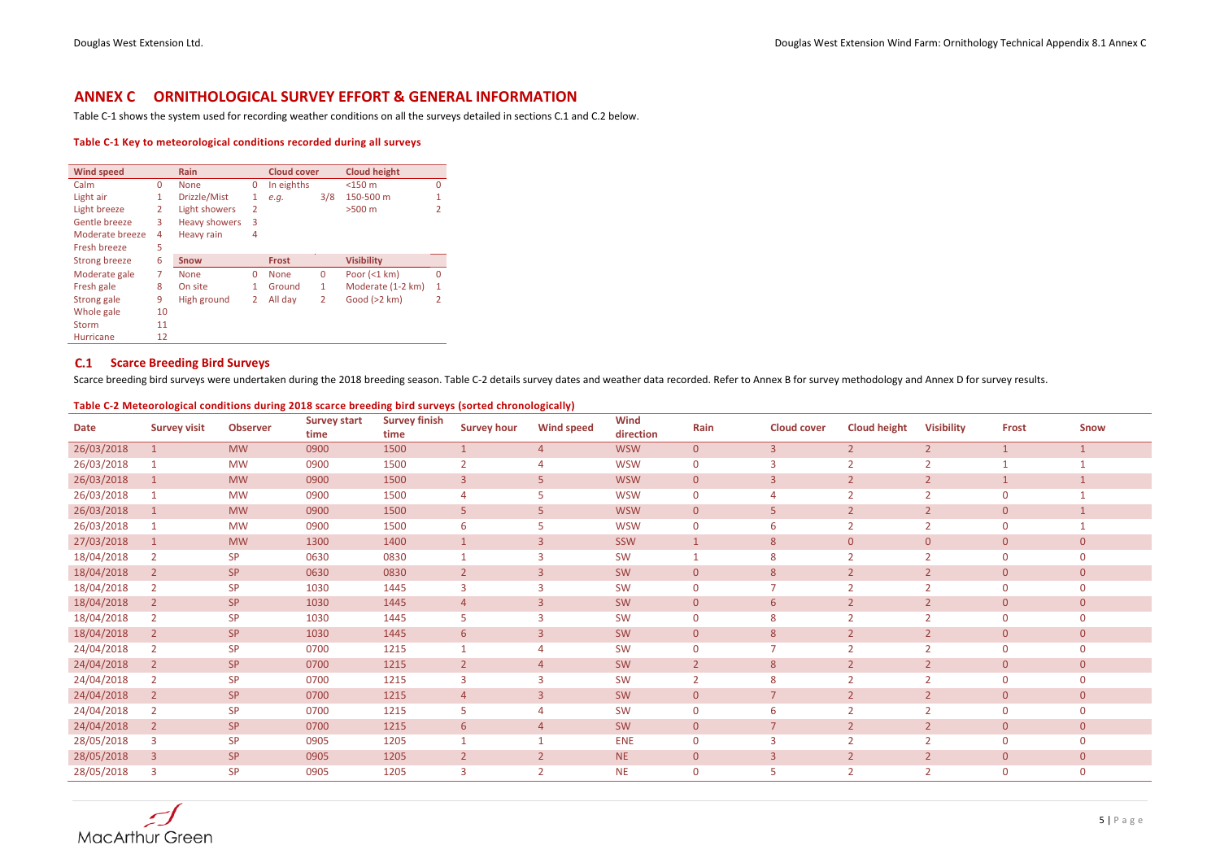# ANNEX C ORNITHOLOGICAL SURVEY EFFORT & GENERAL INFORMATION

Table C-1 shows the system used for recording weather conditions on all the surveys detailed in sections C.1 and C.2 below.

**Table C-1 Key to meteorological conditions recorded during all surveys**

| Wind speed | | Rain | | Cloud cover | | Cloud height | |
|---|---|---|---|---|---|---|---|
| Calm | 0 | None | 0 | In eighths | | <150 m | 0 |
| Light air | 1 | Drizzle/Mist | 1 | *e.g.* | 3/8 | 150-500 m | 1 |
| Light breeze | 2 | Light showers | 2 | | | >500 m | 2 |
| Gentle breeze | 3 | Heavy showers | 3 | | | | |
| Moderate breeze | 4 | Heavy rain | 4 | | | | |
| Fresh breeze | 5 | | | | | | |
| Strong breeze | 6 | **Snow** | | **Frost** | | **Visibility** | |
| Moderate gale | 7 | None | 0 | None | 0 | Poor (<1 km) | 0 |
| Fresh gale | 8 | On site | 1 | Ground | 1 | Moderate (1-2 km) | 1 |
| Strong gale | 9 | High ground | 2 | All day | 2 | Good (>2 km) | 2 |
| Whole gale | 10 | | | | | | |
| Storm | 11 | | | | | | |
| Hurricane | 12 | | | | | | |

## C.1 Scarce Breeding Bird Surveys

Scarce breeding bird surveys were undertaken during the 2018 breeding season. Table C-2 details survey dates and weather data recorded. Refer to Annex B for survey methodology and Annex D for survey results.

**Table C-2 Meteorological conditions during 2018 scarce breeding bird surveys (sorted chronologically)**

| Date | Survey visit | Observer | Survey start time | Survey finish time | Survey hour | Wind speed | Wind direction | Rain | Cloud cover | Cloud height | Visibility | Frost | Snow |
|---|---|---|---|---|---|---|---|---|---|---|---|---|---|
| 26/03/2018 | 1 | MW | 0900 | 1500 | 1 | 4 | WSW | 0 | 3 | 2 | 2 | 1 | 1 |
| 26/03/2018 | 1 | MW | 0900 | 1500 | 2 | 4 | WSW | 0 | 3 | 2 | 2 | 1 | 1 |
| 26/03/2018 | 1 | MW | 0900 | 1500 | 3 | 5 | WSW | 0 | 3 | 2 | 2 | 1 | 1 |
| 26/03/2018 | 1 | MW | 0900 | 1500 | 4 | 5 | WSW | 0 | 4 | 2 | 2 | 0 | 1 |
| 26/03/2018 | 1 | MW | 0900 | 1500 | 5 | 5 | WSW | 0 | 5 | 2 | 2 | 0 | 1 |
| 26/03/2018 | 1 | MW | 0900 | 1500 | 6 | 5 | WSW | 0 | 6 | 2 | 2 | 0 | 1 |
| 27/03/2018 | 1 | MW | 1300 | 1400 | 1 | 3 | SSW | 1 | 8 | 0 | 0 | 0 | 0 |
| 18/04/2018 | 2 | SP | 0630 | 0830 | 1 | 3 | SW | 1 | 8 | 2 | 2 | 0 | 0 |
| 18/04/2018 | 2 | SP | 0630 | 0830 | 2 | 3 | SW | 0 | 8 | 2 | 2 | 0 | 0 |
| 18/04/2018 | 2 | SP | 1030 | 1445 | 3 | 3 | SW | 0 | 7 | 2 | 2 | 0 | 0 |
| 18/04/2018 | 2 | SP | 1030 | 1445 | 4 | 3 | SW | 0 | 6 | 2 | 2 | 0 | 0 |
| 18/04/2018 | 2 | SP | 1030 | 1445 | 5 | 3 | SW | 0 | 8 | 2 | 2 | 0 | 0 |
| 18/04/2018 | 2 | SP | 1030 | 1445 | 6 | 3 | SW | 0 | 8 | 2 | 2 | 0 | 0 |
| 24/04/2018 | 2 | SP | 0700 | 1215 | 1 | 4 | SW | 0 | 7 | 2 | 2 | 0 | 0 |
| 24/04/2018 | 2 | SP | 0700 | 1215 | 2 | 4 | SW | 2 | 8 | 2 | 2 | 0 | 0 |
| 24/04/2018 | 2 | SP | 0700 | 1215 | 3 | 3 | SW | 2 | 8 | 2 | 2 | 0 | 0 |
| 24/04/2018 | 2 | SP | 0700 | 1215 | 4 | 3 | SW | 0 | 7 | 2 | 2 | 0 | 0 |
| 24/04/2018 | 2 | SP | 0700 | 1215 | 5 | 4 | SW | 0 | 6 | 2 | 2 | 0 | 0 |
| 24/04/2018 | 2 | SP | 0700 | 1215 | 6 | 4 | SW | 0 | 7 | 2 | 2 | 0 | 0 |
| 28/05/2018 | 3 | SP | 0905 | 1205 | 1 | 1 | ENE | 0 | 3 | 2 | 2 | 0 | 0 |
| 28/05/2018 | 3 | SP | 0905 | 1205 | 2 | 2 | NE | 0 | 3 | 2 | 2 | 0 | 0 |
| 28/05/2018 | 3 | SP | 0905 | 1205 | 3 | 2 | NE | 0 | 5 | 2 | 2 | 0 | 0 |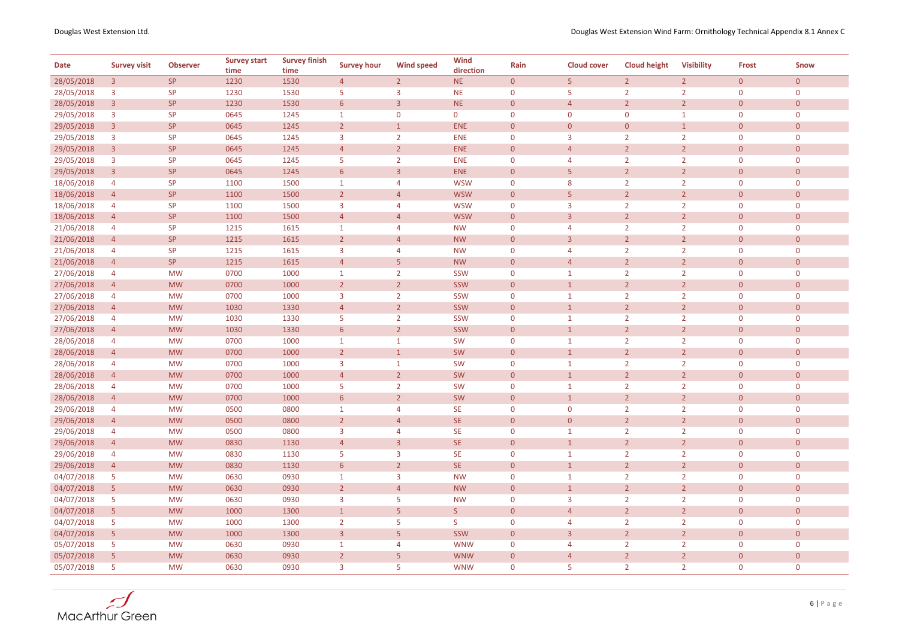| Date | Survey visit | Observer | Survey start time | Survey finish time | Survey hour | Wind speed | Wind direction | Rain | Cloud cover | Cloud height | Visibility | Frost | Snow |
|---|---|---|---|---|---|---|---|---|---|---|---|---|---|
| 28/05/2018 | 3 | SP | 1230 | 1530 | 4 | 2 | NE | 0 | 5 | 2 | 2 | 0 | 0 |
| 28/05/2018 | 3 | SP | 1230 | 1530 | 5 | 3 | NE | 0 | 5 | 2 | 2 | 0 | 0 |
| 28/05/2018 | 3 | SP | 1230 | 1530 | 6 | 3 | NE | 0 | 4 | 2 | 2 | 0 | 0 |
| 29/05/2018 | 3 | SP | 0645 | 1245 | 1 | 0 | 0 | 0 | 0 | 0 | 1 | 0 | 0 |
| 29/05/2018 | 3 | SP | 0645 | 1245 | 2 | 1 | ENE | 0 | 0 | 0 | 1 | 0 | 0 |
| 29/05/2018 | 3 | SP | 0645 | 1245 | 3 | 2 | ENE | 0 | 3 | 2 | 2 | 0 | 0 |
| 29/05/2018 | 3 | SP | 0645 | 1245 | 4 | 2 | ENE | 0 | 4 | 2 | 2 | 0 | 0 |
| 29/05/2018 | 3 | SP | 0645 | 1245 | 5 | 2 | ENE | 0 | 4 | 2 | 2 | 0 | 0 |
| 29/05/2018 | 3 | SP | 0645 | 1245 | 6 | 3 | ENE | 0 | 5 | 2 | 2 | 0 | 0 |
| 18/06/2018 | 4 | SP | 1100 | 1500 | 1 | 4 | WSW | 0 | 8 | 2 | 2 | 0 | 0 |
| 18/06/2018 | 4 | SP | 1100 | 1500 | 2 | 4 | WSW | 0 | 5 | 2 | 2 | 0 | 0 |
| 18/06/2018 | 4 | SP | 1100 | 1500 | 3 | 4 | WSW | 0 | 3 | 2 | 2 | 0 | 0 |
| 18/06/2018 | 4 | SP | 1100 | 1500 | 4 | 4 | WSW | 0 | 3 | 2 | 2 | 0 | 0 |
| 21/06/2018 | 4 | SP | 1215 | 1615 | 1 | 4 | NW | 0 | 4 | 2 | 2 | 0 | 0 |
| 21/06/2018 | 4 | SP | 1215 | 1615 | 2 | 4 | NW | 0 | 3 | 2 | 2 | 0 | 0 |
| 21/06/2018 | 4 | SP | 1215 | 1615 | 3 | 4 | NW | 0 | 4 | 2 | 2 | 0 | 0 |
| 21/06/2018 | 4 | SP | 1215 | 1615 | 4 | 5 | NW | 0 | 4 | 2 | 2 | 0 | 0 |
| 27/06/2018 | 4 | MW | 0700 | 1000 | 1 | 2 | SSW | 0 | 1 | 2 | 2 | 0 | 0 |
| 27/06/2018 | 4 | MW | 0700 | 1000 | 2 | 2 | SSW | 0 | 1 | 2 | 2 | 0 | 0 |
| 27/06/2018 | 4 | MW | 0700 | 1000 | 3 | 2 | SSW | 0 | 1 | 2 | 2 | 0 | 0 |
| 27/06/2018 | 4 | MW | 1030 | 1330 | 4 | 2 | SSW | 0 | 1 | 2 | 2 | 0 | 0 |
| 27/06/2018 | 4 | MW | 1030 | 1330 | 5 | 2 | SSW | 0 | 1 | 2 | 2 | 0 | 0 |
| 27/06/2018 | 4 | MW | 1030 | 1330 | 6 | 2 | SSW | 0 | 1 | 2 | 2 | 0 | 0 |
| 28/06/2018 | 4 | MW | 0700 | 1000 | 1 | 1 | SW | 0 | 1 | 2 | 2 | 0 | 0 |
| 28/06/2018 | 4 | MW | 0700 | 1000 | 2 | 1 | SW | 0 | 1 | 2 | 2 | 0 | 0 |
| 28/06/2018 | 4 | MW | 0700 | 1000 | 3 | 1 | SW | 0 | 1 | 2 | 2 | 0 | 0 |
| 28/06/2018 | 4 | MW | 0700 | 1000 | 4 | 2 | SW | 0 | 1 | 2 | 2 | 0 | 0 |
| 28/06/2018 | 4 | MW | 0700 | 1000 | 5 | 2 | SW | 0 | 1 | 2 | 2 | 0 | 0 |
| 28/06/2018 | 4 | MW | 0700 | 1000 | 6 | 2 | SW | 0 | 1 | 2 | 2 | 0 | 0 |
| 29/06/2018 | 4 | MW | 0500 | 0800 | 1 | 4 | SE | 0 | 0 | 2 | 2 | 0 | 0 |
| 29/06/2018 | 4 | MW | 0500 | 0800 | 2 | 4 | SE | 0 | 0 | 2 | 2 | 0 | 0 |
| 29/06/2018 | 4 | MW | 0500 | 0800 | 3 | 4 | SE | 0 | 1 | 2 | 2 | 0 | 0 |
| 29/06/2018 | 4 | MW | 0830 | 1130 | 4 | 3 | SE | 0 | 1 | 2 | 2 | 0 | 0 |
| 29/06/2018 | 4 | MW | 0830 | 1130 | 5 | 3 | SE | 0 | 1 | 2 | 2 | 0 | 0 |
| 29/06/2018 | 4 | MW | 0830 | 1130 | 6 | 2 | SE | 0 | 1 | 2 | 2 | 0 | 0 |
| 04/07/2018 | 5 | MW | 0630 | 0930 | 1 | 3 | NW | 0 | 1 | 2 | 2 | 0 | 0 |
| 04/07/2018 | 5 | MW | 0630 | 0930 | 2 | 4 | NW | 0 | 1 | 2 | 2 | 0 | 0 |
| 04/07/2018 | 5 | MW | 0630 | 0930 | 3 | 5 | NW | 0 | 3 | 2 | 2 | 0 | 0 |
| 04/07/2018 | 5 | MW | 1000 | 1300 | 1 | 5 | S | 0 | 4 | 2 | 2 | 0 | 0 |
| 04/07/2018 | 5 | MW | 1000 | 1300 | 2 | 5 | S | 0 | 4 | 2 | 2 | 0 | 0 |
| 04/07/2018 | 5 | MW | 1000 | 1300 | 3 | 5 | SSW | 0 | 3 | 2 | 2 | 0 | 0 |
| 05/07/2018 | 5 | MW | 0630 | 0930 | 1 | 4 | WNW | 0 | 4 | 2 | 2 | 0 | 0 |
| 05/07/2018 | 5 | MW | 0630 | 0930 | 2 | 5 | WNW | 0 | 4 | 2 | 2 | 0 | 0 |
| 05/07/2018 | 5 | MW | 0630 | 0930 | 3 | 5 | WNW | 0 | 5 | 2 | 2 | 0 | 0 |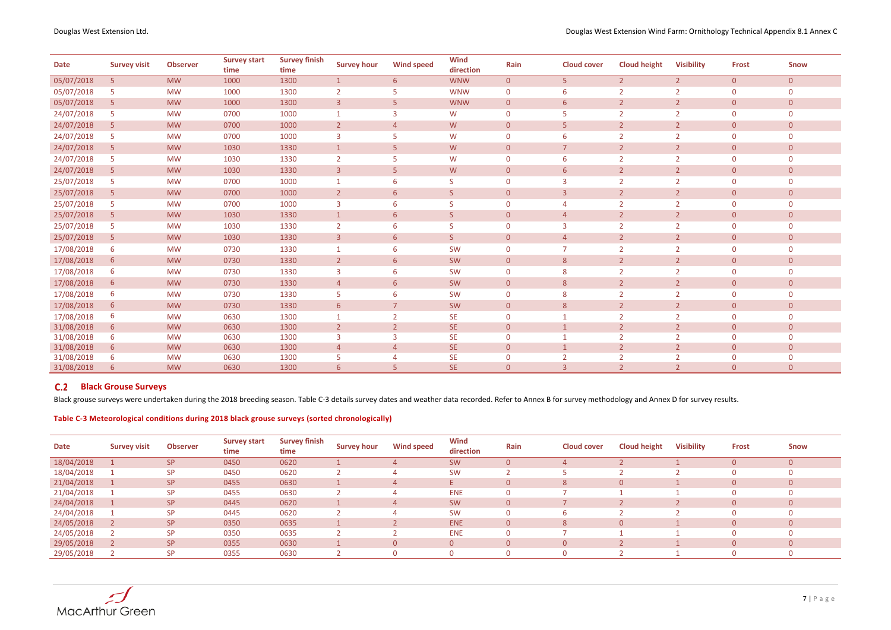| Date | Survey visit | Observer | Survey start time | Survey finish time | Survey hour | Wind speed | Wind direction | Rain | Cloud cover | Cloud height | Visibility | Frost | Snow |
|---|---|---|---|---|---|---|---|---|---|---|---|---|---|
| 05/07/2018 | 5 | MW | 1000 | 1300 | 1 | 6 | WNW | 0 | 5 | 2 | 2 | 0 | 0 |
| 05/07/2018 | 5 | MW | 1000 | 1300 | 2 | 5 | WNW | 0 | 6 | 2 | 2 | 0 | 0 |
| 05/07/2018 | 5 | MW | 1000 | 1300 | 3 | 5 | WNW | 0 | 6 | 2 | 2 | 0 | 0 |
| 24/07/2018 | 5 | MW | 0700 | 1000 | 1 | 3 | W | 0 | 5 | 2 | 2 | 0 | 0 |
| 24/07/2018 | 5 | MW | 0700 | 1000 | 2 | 4 | W | 0 | 5 | 2 | 2 | 0 | 0 |
| 24/07/2018 | 5 | MW | 0700 | 1000 | 3 | 5 | W | 0 | 6 | 2 | 2 | 0 | 0 |
| 24/07/2018 | 5 | MW | 1030 | 1330 | 1 | 5 | W | 0 | 7 | 2 | 2 | 0 | 0 |
| 24/07/2018 | 5 | MW | 1030 | 1330 | 2 | 5 | W | 0 | 6 | 2 | 2 | 0 | 0 |
| 24/07/2018 | 5 | MW | 1030 | 1330 | 3 | 5 | W | 0 | 6 | 2 | 2 | 0 | 0 |
| 25/07/2018 | 5 | MW | 0700 | 1000 | 1 | 6 | S | 0 | 3 | 2 | 2 | 0 | 0 |
| 25/07/2018 | 5 | MW | 0700 | 1000 | 2 | 6 | S | 0 | 3 | 2 | 2 | 0 | 0 |
| 25/07/2018 | 5 | MW | 0700 | 1000 | 3 | 6 | S | 0 | 4 | 2 | 2 | 0 | 0 |
| 25/07/2018 | 5 | MW | 1030 | 1330 | 1 | 6 | S | 0 | 4 | 2 | 2 | 0 | 0 |
| 25/07/2018 | 5 | MW | 1030 | 1330 | 2 | 6 | S | 0 | 3 | 2 | 2 | 0 | 0 |
| 25/07/2018 | 5 | MW | 1030 | 1330 | 3 | 6 | S | 0 | 4 | 2 | 2 | 0 | 0 |
| 17/08/2018 | 6 | MW | 0730 | 1330 | 1 | 6 | SW | 0 | 7 | 2 | 2 | 0 | 0 |
| 17/08/2018 | 6 | MW | 0730 | 1330 | 2 | 6 | SW | 0 | 8 | 2 | 2 | 0 | 0 |
| 17/08/2018 | 6 | MW | 0730 | 1330 | 3 | 6 | SW | 0 | 8 | 2 | 2 | 0 | 0 |
| 17/08/2018 | 6 | MW | 0730 | 1330 | 4 | 6 | SW | 0 | 8 | 2 | 2 | 0 | 0 |
| 17/08/2018 | 6 | MW | 0730 | 1330 | 5 | 6 | SW | 0 | 8 | 2 | 2 | 0 | 0 |
| 17/08/2018 | 6 | MW | 0730 | 1330 | 6 | 7 | SW | 0 | 8 | 2 | 2 | 0 | 0 |
| 17/08/2018 | 6 | MW | 0630 | 1300 | 1 | 2 | SE | 0 | 1 | 2 | 2 | 0 | 0 |
| 31/08/2018 | 6 | MW | 0630 | 1300 | 2 | 2 | SE | 0 | 1 | 2 | 2 | 0 | 0 |
| 31/08/2018 | 6 | MW | 0630 | 1300 | 3 | 3 | SE | 0 | 1 | 2 | 2 | 0 | 0 |
| 31/08/2018 | 6 | MW | 0630 | 1300 | 4 | 4 | SE | 0 | 1 | 2 | 2 | 0 | 0 |
| 31/08/2018 | 6 | MW | 0630 | 1300 | 5 | 4 | SE | 0 | 2 | 2 | 2 | 0 | 0 |
| 31/08/2018 | 6 | MW | 0630 | 1300 | 6 | 5 | SE | 0 | 3 | 2 | 2 | 0 | 0 |

## C.2 Black Grouse Surveys

Black grouse surveys were undertaken during the 2018 breeding season. Table C-3 details survey dates and weather data recorded. Refer to Annex B for survey methodology and Annex D for survey results.

**Table C-3 Meteorological conditions during 2018 black grouse surveys (sorted chronologically)**

| Date | Survey visit | Observer | Survey start time | Survey finish time | Survey hour | Wind speed | Wind direction | Rain | Cloud cover | Cloud height | Visibility | Frost | Snow |
|---|---|---|---|---|---|---|---|---|---|---|---|---|---|
| 18/04/2018 | 1 | SP | 0450 | 0620 | 1 | 4 | SW | 0 | 4 | 2 | 1 | 0 | 0 |
| 18/04/2018 | 1 | SP | 0450 | 0620 | 2 | 4 | SW | 2 | 5 | 2 | 2 | 0 | 0 |
| 21/04/2018 | 1 | SP | 0455 | 0630 | 1 | 4 | E | 0 | 8 | 0 | 1 | 0 | 0 |
| 21/04/2018 | 1 | SP | 0455 | 0630 | 2 | 4 | ENE | 0 | 7 | 1 | 1 | 0 | 0 |
| 24/04/2018 | 1 | SP | 0445 | 0620 | 1 | 4 | SW | 0 | 7 | 2 | 2 | 0 | 0 |
| 24/04/2018 | 1 | SP | 0445 | 0620 | 2 | 4 | SW | 0 | 6 | 2 | 2 | 0 | 0 |
| 24/05/2018 | 2 | SP | 0350 | 0635 | 1 | 2 | ENE | 0 | 8 | 0 | 1 | 0 | 0 |
| 24/05/2018 | 2 | SP | 0350 | 0635 | 2 | 2 | ENE | 0 | 7 | 1 | 1 | 0 | 0 |
| 29/05/2018 | 2 | SP | 0355 | 0630 | 1 | 0 | 0 | 0 | 0 | 2 | 1 | 0 | 0 |
| 29/05/2018 | 2 | SP | 0355 | 0630 | 2 | 0 | 0 | 0 | 0 | 2 | 1 | 0 | 0 |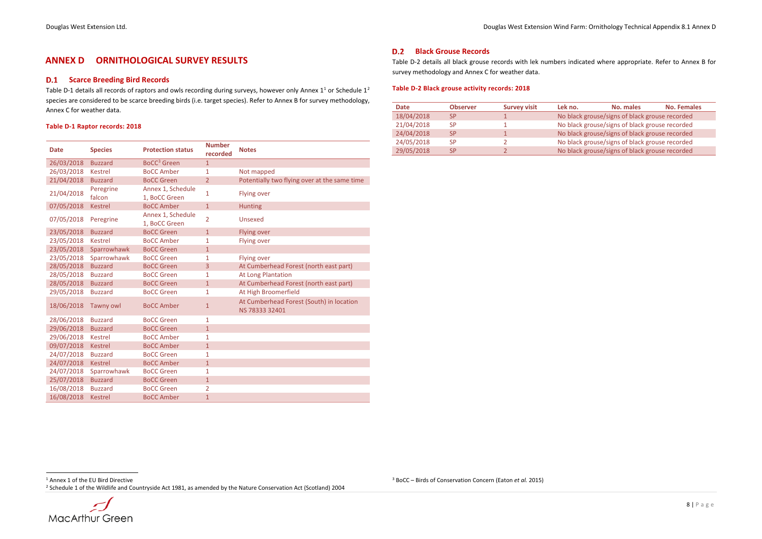# ANNEX D ORNITHOLOGICAL SURVEY RESULTS

## D.1 Scarce Breeding Bird Records

Table D-1 details all records of raptors and owls recording during surveys, however only Annex 1[1] or Schedule 1[2] species are considered to be scarce breeding birds (i.e. target species). Refer to Annex B for survey methodology, Annex C for weather data.

**Table D-1 Raptor records: 2018**

| Date | Species | Protection status | Number recorded | Notes |
|---|---|---|---|---|
| 26/03/2018 | Buzzard | BoCC[3] Green | 1 | |
| 26/03/2018 | Kestrel | BoCC Amber | 1 | Not mapped |
| 21/04/2018 | Buzzard | BoCC Green | 2 | Potentially two flying over at the same time |
| 21/04/2018 | Peregrine falcon | Annex 1, Schedule 1, BoCC Green | 1 | Flying over |
| 07/05/2018 | Kestrel | BoCC Amber | 1 | Hunting |
| 07/05/2018 | Peregrine | Annex 1, Schedule 1, BoCC Green | 2 | Unsexed |
| 23/05/2018 | Buzzard | BoCC Green | 1 | Flying over |
| 23/05/2018 | Kestrel | BoCC Amber | 1 | Flying over |
| 23/05/2018 | Sparrowhawk | BoCC Green | 1 | |
| 23/05/2018 | Sparrowhawk | BoCC Green | 1 | Flying over |
| 28/05/2018 | Buzzard | BoCC Green | 3 | At Cumberhead Forest (north east part) |
| 28/05/2018 | Buzzard | BoCC Green | 1 | At Long Plantation |
| 28/05/2018 | Buzzard | BoCC Green | 1 | At Cumberhead Forest (north east part) |
| 29/05/2018 | Buzzard | BoCC Green | 1 | At High Broomerfield |
| 18/06/2018 | Tawny owl | BoCC Amber | 1 | At Cumberhead Forest (South) in location NS 78333 32401 |
| 28/06/2018 | Buzzard | BoCC Green | 1 | |
| 29/06/2018 | Buzzard | BoCC Green | 1 | |
| 29/06/2018 | Kestrel | BoCC Amber | 1 | |
| 09/07/2018 | Kestrel | BoCC Amber | 1 | |
| 24/07/2018 | Buzzard | BoCC Green | 1 | |
| 24/07/2018 | Kestrel | BoCC Amber | 1 | |
| 24/07/2018 | Sparrowhawk | BoCC Green | 1 | |
| 25/07/2018 | Buzzard | BoCC Green | 1 | |
| 16/08/2018 | Buzzard | BoCC Green | 2 | |
| 16/08/2018 | Kestrel | BoCC Amber | 1 | |

## D.2 Black Grouse Records

Table D-2 details all black grouse records with lek numbers indicated where appropriate. Refer to Annex B for survey methodology and Annex C for weather data.

**Table D-2 Black grouse activity records: 2018**

| Date | Observer | Survey visit | Lek no. | No. males | No. Females |
|---|---|---|---|---|---|
| 18/04/2018 | SP | 1 | No black grouse/signs of black grouse recorded | | |
| 21/04/2018 | SP | 1 | No black grouse/signs of black grouse recorded | | |
| 24/04/2018 | SP | 1 | No black grouse/signs of black grouse recorded | | |
| 24/05/2018 | SP | 2 | No black grouse/signs of black grouse recorded | | |
| 29/05/2018 | SP | 2 | No black grouse/signs of black grouse recorded | | |

[1] Annex 1 of the EU Bird Directive

[2] Schedule 1 of the Wildlife and Countryside Act 1981, as amended by the Nature Conservation Act (Scotland) 2004

[3] BoCC – Birds of Conservation Concern (Eaton *et al.* 2015)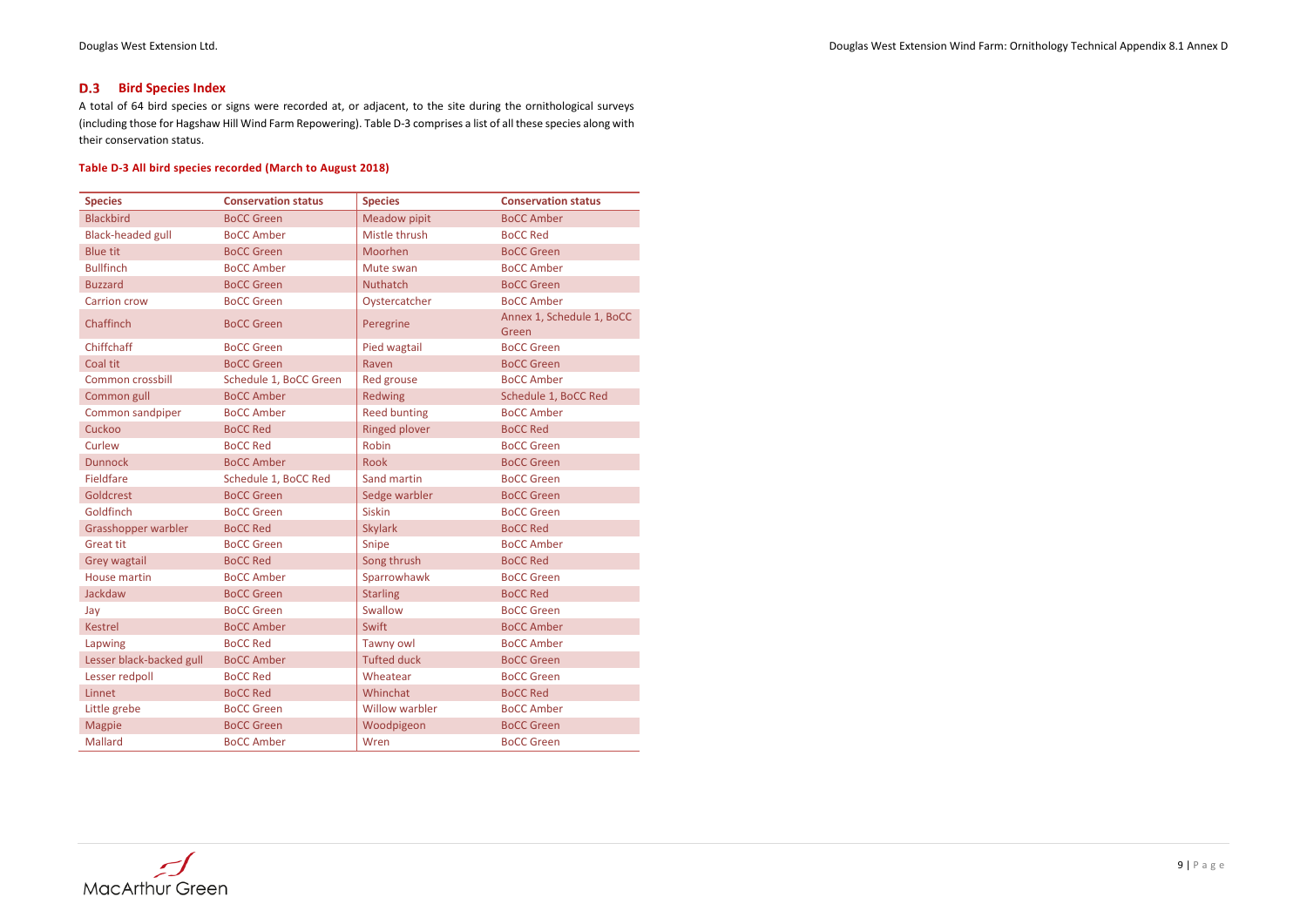## D.3 Bird Species Index

A total of 64 bird species or signs were recorded at, or adjacent, to the site during the ornithological surveys (including those for Hagshaw Hill Wind Farm Repowering). Table D-3 comprises a list of all these species along with their conservation status.

**Table D-3 All bird species recorded (March to August 2018)**

| Species | Conservation status | Species | Conservation status |
|---|---|---|---|
| Blackbird | BoCC Green | Meadow pipit | BoCC Amber |
| Black-headed gull | BoCC Amber | Mistle thrush | BoCC Red |
| Blue tit | BoCC Green | Moorhen | BoCC Green |
| Bullfinch | BoCC Amber | Mute swan | BoCC Amber |
| Buzzard | BoCC Green | Nuthatch | BoCC Green |
| Carrion crow | BoCC Green | Oystercatcher | BoCC Amber |
| Chaffinch | BoCC Green | Peregrine | Annex 1, Schedule 1, BoCC Green |
| Chiffchaff | BoCC Green | Pied wagtail | BoCC Green |
| Coal tit | BoCC Green | Raven | BoCC Green |
| Common crossbill | Schedule 1, BoCC Green | Red grouse | BoCC Amber |
| Common gull | BoCC Amber | Redwing | Schedule 1, BoCC Red |
| Common sandpiper | BoCC Amber | Reed bunting | BoCC Amber |
| Cuckoo | BoCC Red | Ringed plover | BoCC Red |
| Curlew | BoCC Red | Robin | BoCC Green |
| Dunnock | BoCC Amber | Rook | BoCC Green |
| Fieldfare | Schedule 1, BoCC Red | Sand martin | BoCC Green |
| Goldcrest | BoCC Green | Sedge warbler | BoCC Green |
| Goldfinch | BoCC Green | Siskin | BoCC Green |
| Grasshopper warbler | BoCC Red | Skylark | BoCC Red |
| Great tit | BoCC Green | Snipe | BoCC Amber |
| Grey wagtail | BoCC Red | Song thrush | BoCC Red |
| House martin | BoCC Amber | Sparrowhawk | BoCC Green |
| Jackdaw | BoCC Green | Starling | BoCC Red |
| Jay | BoCC Green | Swallow | BoCC Green |
| Kestrel | BoCC Amber | Swift | BoCC Amber |
| Lapwing | BoCC Red | Tawny owl | BoCC Amber |
| Lesser black-backed gull | BoCC Amber | Tufted duck | BoCC Green |
| Lesser redpoll | BoCC Red | Wheatear | BoCC Green |
| Linnet | BoCC Red | Whinchat | BoCC Red |
| Little grebe | BoCC Green | Willow warbler | BoCC Amber |
| Magpie | BoCC Green | Woodpigeon | BoCC Green |
| Mallard | BoCC Amber | Wren | BoCC Green |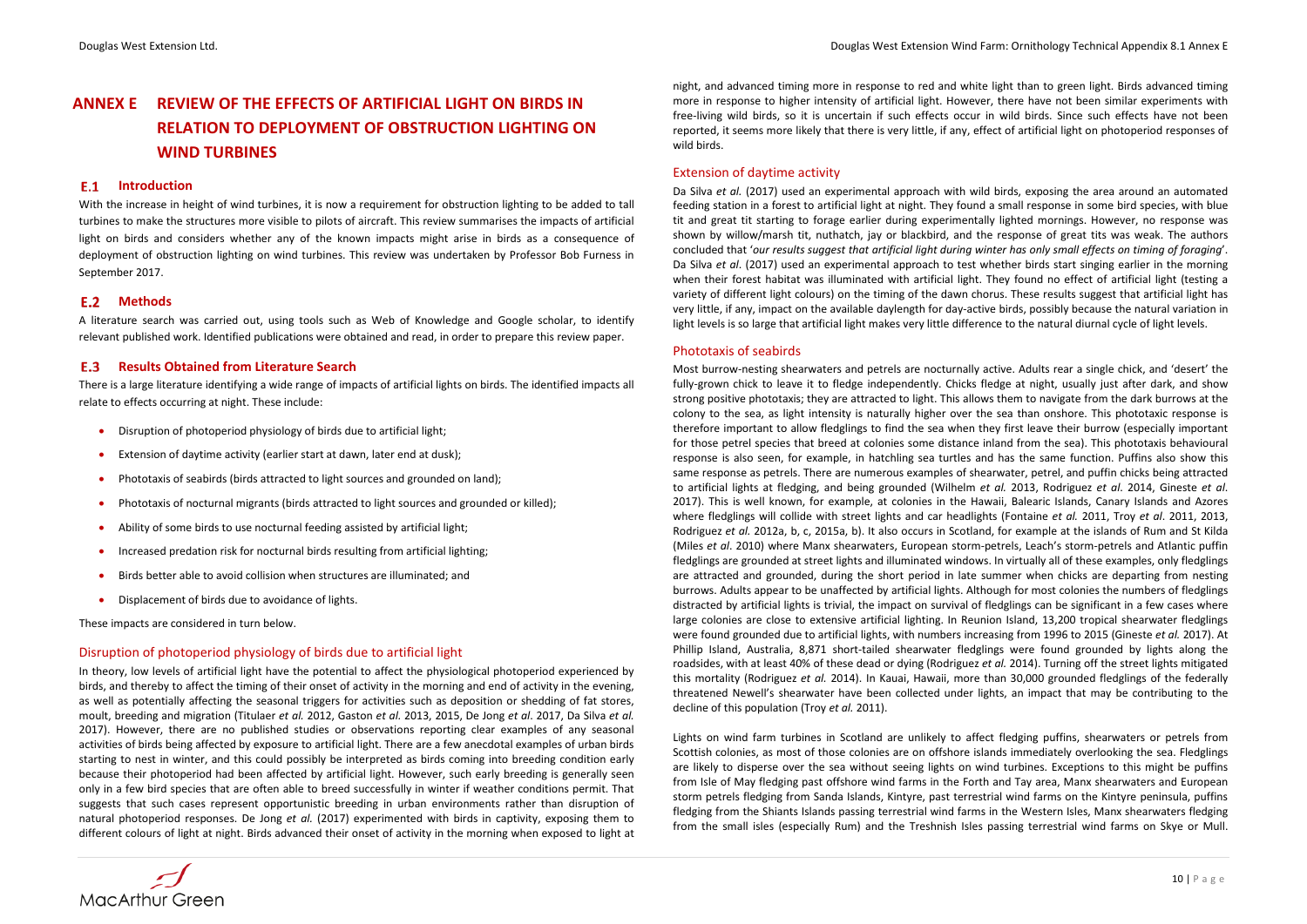# ANNEX E REVIEW OF THE EFFECTS OF ARTIFICIAL LIGHT ON BIRDS IN RELATION TO DEPLOYMENT OF OBSTRUCTION LIGHTING ON WIND TURBINES

## E.1 Introduction

With the increase in height of wind turbines, it is now a requirement for obstruction lighting to be added to tall turbines to make the structures more visible to pilots of aircraft. This review summarises the impacts of artificial light on birds and considers whether any of the known impacts might arise in birds as a consequence of deployment of obstruction lighting on wind turbines. This review was undertaken by Professor Bob Furness in September 2017.

## E.2 Methods

A literature search was carried out, using tools such as Web of Knowledge and Google scholar, to identify relevant published work. Identified publications were obtained and read, in order to prepare this review paper.

## E.3 Results Obtained from Literature Search

There is a large literature identifying a wide range of impacts of artificial lights on birds. The identified impacts all relate to effects occurring at night. These include:

- Disruption of photoperiod physiology of birds due to artificial light;
- Extension of daytime activity (earlier start at dawn, later end at dusk);
- Phototaxis of seabirds (birds attracted to light sources and grounded on land);
- Phototaxis of nocturnal migrants (birds attracted to light sources and grounded or killed);
- Ability of some birds to use nocturnal feeding assisted by artificial light;
- Increased predation risk for nocturnal birds resulting from artificial lighting;
- Birds better able to avoid collision when structures are illuminated; and
- Displacement of birds due to avoidance of lights.

These impacts are considered in turn below.

### Disruption of photoperiod physiology of birds due to artificial light

In theory, low levels of artificial light have the potential to affect the physiological photoperiod experienced by birds, and thereby to affect the timing of their onset of activity in the morning and end of activity in the evening, as well as potentially affecting the seasonal triggers for activities such as deposition or shedding of fat stores, moult, breeding and migration (Titulaer *et al.* 2012, Gaston *et al.* 2013, 2015, De Jong *et al*. 2017, Da Silva *et al.* 2017). However, there are no published studies or observations reporting clear examples of any seasonal activities of birds being affected by exposure to artificial light. There are a few anecdotal examples of urban birds starting to nest in winter, and this could possibly be interpreted as birds coming into breeding condition early because their photoperiod had been affected by artificial light. However, such early breeding is generally seen only in a few bird species that are often able to breed successfully in winter if weather conditions permit. That suggests that such cases represent opportunistic breeding in urban environments rather than disruption of natural photoperiod responses. De Jong *et al.* (2017) experimented with birds in captivity, exposing them to different colours of light at night. Birds advanced their onset of activity in the morning when exposed to light at night, and advanced timing more in response to red and white light than to green light. Birds advanced timing more in response to higher intensity of artificial light. However, there have not been similar experiments with free-living wild birds, so it is uncertain if such effects occur in wild birds. Since such effects have not been reported, it seems more likely that there is very little, if any, effect of artificial light on photoperiod responses of wild birds.

### Extension of daytime activity

Da Silva *et al.* (2017) used an experimental approach with wild birds, exposing the area around an automated feeding station in a forest to artificial light at night. They found a small response in some bird species, with blue tit and great tit starting to forage earlier during experimentally lighted mornings. However, no response was shown by willow/marsh tit, nuthatch, jay or blackbird, and the response of great tits was weak. The authors concluded that '*our results suggest that artificial light during winter has only small effects on timing of foraging*'. Da Silva *et al*. (2017) used an experimental approach to test whether birds start singing earlier in the morning when their forest habitat was illuminated with artificial light. They found no effect of artificial light (testing a variety of different light colours) on the timing of the dawn chorus. These results suggest that artificial light has very little, if any, impact on the available daylength for day-active birds, possibly because the natural variation in light levels is so large that artificial light makes very little difference to the natural diurnal cycle of light levels.

### Phototaxis of seabirds

Most burrow-nesting shearwaters and petrels are nocturnally active. Adults rear a single chick, and 'desert' the fully-grown chick to leave it to fledge independently. Chicks fledge at night, usually just after dark, and show strong positive phototaxis; they are attracted to light. This allows them to navigate from the dark burrows at the colony to the sea, as light intensity is naturally higher over the sea than onshore. This phototaxic response is therefore important to allow fledglings to find the sea when they first leave their burrow (especially important for those petrel species that breed at colonies some distance inland from the sea). This phototaxis behavioural response is also seen, for example, in hatchling sea turtles and has the same function. Puffins also show this same response as petrels. There are numerous examples of shearwater, petrel, and puffin chicks being attracted to artificial lights at fledging, and being grounded (Wilhelm *et al.* 2013, Rodriguez *et al*. 2014, Gineste *et al*. 2017). This is well known, for example, at colonies in the Hawaii, Balearic Islands, Canary Islands and Azores where fledglings will collide with street lights and car headlights (Fontaine *et al.* 2011, Troy *et al*. 2011, 2013, Rodriguez *et al.* 2012a, b, c, 2015a, b). It also occurs in Scotland, for example at the islands of Rum and St Kilda (Miles *et al*. 2010) where Manx shearwaters, European storm-petrels, Leach's storm-petrels and Atlantic puffin fledglings are grounded at street lights and illuminated windows. In virtually all of these examples, only fledglings are attracted and grounded, during the short period in late summer when chicks are departing from nesting burrows. Adults appear to be unaffected by artificial lights. Although for most colonies the numbers of fledglings distracted by artificial lights is trivial, the impact on survival of fledglings can be significant in a few cases where large colonies are close to extensive artificial lighting. In Reunion Island, 13,200 tropical shearwater fledglings were found grounded due to artificial lights, with numbers increasing from 1996 to 2015 (Gineste *et al.* 2017). At Phillip Island, Australia, 8,871 short-tailed shearwater fledglings were found grounded by lights along the roadsides, with at least 40% of these dead or dying (Rodriguez *et al.* 2014). Turning off the street lights mitigated this mortality (Rodriguez *et al.* 2014). In Kauai, Hawaii, more than 30,000 grounded fledglings of the federally threatened Newell's shearwater have been collected under lights, an impact that may be contributing to the decline of this population (Troy *et al.* 2011).

Lights on wind farm turbines in Scotland are unlikely to affect fledging puffins, shearwaters or petrels from Scottish colonies, as most of those colonies are on offshore islands immediately overlooking the sea. Fledglings are likely to disperse over the sea without seeing lights on wind turbines. Exceptions to this might be puffins from Isle of May fledging past offshore wind farms in the Forth and Tay area, Manx shearwaters and European storm petrels fledging from Sanda Islands, Kintyre, past terrestrial wind farms on the Kintyre peninsula, puffins fledging from the Shiants Islands passing terrestrial wind farms in the Western Isles, Manx shearwaters fledging from the small isles (especially Rum) and the Treshnish Isles passing terrestrial wind farms on Skye or Mull.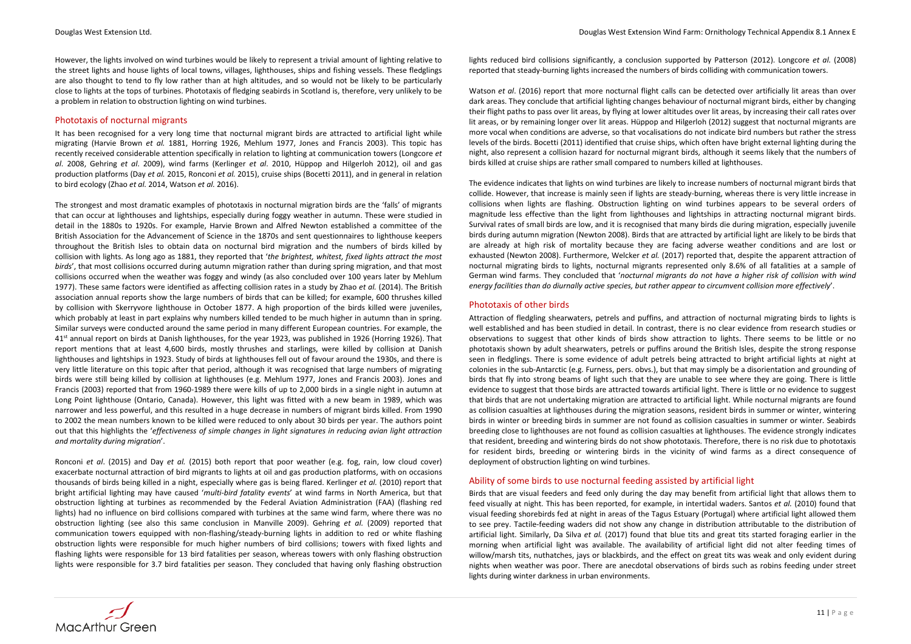However, the lights involved on wind turbines would be likely to represent a trivial amount of lighting relative to the street lights and house lights of local towns, villages, lighthouses, ships and fishing vessels. These fledglings are also thought to tend to fly low rather than at high altitudes, and so would not be likely to be particularly close to lights at the tops of turbines. Phototaxis of fledging seabirds in Scotland is, therefore, very unlikely to be a problem in relation to obstruction lighting on wind turbines.

## Phototaxis of nocturnal migrants

It has been recognised for a very long time that nocturnal migrant birds are attracted to artificial light while migrating (Harvie Brown *et al.* 1881, Horring 1926, Mehlum 1977, Jones and Francis 2003). This topic has recently received considerable attention specifically in relation to lighting at communication towers (Longcore *et al*. 2008, Gehring *et al*. 2009), wind farms (Kerlinger *et al*. 2010, Hüppop and Hilgerloh 2012), oil and gas production platforms (Day *et al.* 2015, Ronconi *et al.* 2015), cruise ships (Bocetti 2011), and in general in relation to bird ecology (Zhao *et al.* 2014, Watson *et al.* 2016).

The strongest and most dramatic examples of phototaxis in nocturnal migration birds are the 'falls' of migrants that can occur at lighthouses and lightships, especially during foggy weather in autumn. These were studied in detail in the 1880s to 1920s. For example, Harvie Brown and Alfred Newton established a committee of the British Association for the Advancement of Science in the 1870s and sent questionnaires to lighthouse keepers throughout the British Isles to obtain data on nocturnal bird migration and the numbers of birds killed by collision with lights. As long ago as 1881, they reported that '*the brightest, whitest, fixed lights attract the most birds*', that most collisions occurred during autumn migration rather than during spring migration, and that most collisions occurred when the weather was foggy and windy (as also concluded over 100 years later by Mehlum 1977). These same factors were identified as affecting collision rates in a study by Zhao *et al.* (2014). The British association annual reports show the large numbers of birds that can be killed; for example, 600 thrushes killed by collision with Skerryvore lighthouse in October 1877. A high proportion of the birds killed were juveniles, which probably at least in part explains why numbers killed tended to be much higher in autumn than in spring. Similar surveys were conducted around the same period in many different European countries. For example, the 41st annual report on birds at Danish lighthouses, for the year 1923, was published in 1926 (Horring 1926). That report mentions that at least 4,600 birds, mostly thrushes and starlings, were killed by collision at Danish lighthouses and lightships in 1923. Study of birds at lighthouses fell out of favour around the 1930s, and there is very little literature on this topic after that period, although it was recognised that large numbers of migrating birds were still being killed by collision at lighthouses (e.g. Mehlum 1977, Jones and Francis 2003). Jones and Francis (2003) reported that from 1960-1989 there were kills of up to 2,000 birds in a single night in autumn at Long Point lighthouse (Ontario, Canada). However, this light was fitted with a new beam in 1989, which was narrower and less powerful, and this resulted in a huge decrease in numbers of migrant birds killed. From 1990 to 2002 the mean numbers known to be killed were reduced to only about 30 birds per year. The authors point out that this highlights the '*effectiveness of simple changes in light signatures in reducing avian light attraction and mortality during migration*'.

Ronconi *et al*. (2015) and Day *et al.* (2015) both report that poor weather (e.g. fog, rain, low cloud cover) exacerbate nocturnal attraction of bird migrants to lights at oil and gas production platforms, with on occasions thousands of birds being killed in a night, especially where gas is being flared. Kerlinger *et al.* (2010) report that bright artificial lighting may have caused '*multi-bird fatality events*' at wind farms in North America, but that obstruction lighting at turbines as recommended by the Federal Aviation Administration (FAA) (flashing red lights) had no influence on bird collisions compared with turbines at the same wind farm, where there was no obstruction lighting (see also this same conclusion in Manville 2009). Gehring *et al.* (2009) reported that communication towers equipped with non-flashing/steady-burning lights in addition to red or white flashing obstruction lights were responsible for much higher numbers of bird collisions; towers with fixed lights and flashing lights were responsible for 13 bird fatalities per season, whereas towers with only flashing obstruction lights were responsible for 3.7 bird fatalities per season. They concluded that having only flashing obstruction lights reduced bird collisions significantly, a conclusion supported by Patterson (2012). Longcore *et al.* (2008) reported that steady-burning lights increased the numbers of birds colliding with communication towers.

Watson *et al*. (2016) report that more nocturnal flight calls can be detected over artificially lit areas than over dark areas. They conclude that artificial lighting changes behaviour of nocturnal migrant birds, either by changing their flight paths to pass over lit areas, by flying at lower altitudes over lit areas, by increasing their call rates over lit areas, or by remaining longer over lit areas. Hüppop and Hilgerloh (2012) suggest that nocturnal migrants are more vocal when conditions are adverse, so that vocalisations do not indicate bird numbers but rather the stress levels of the birds. Bocetti (2011) identified that cruise ships, which often have bright external lighting during the night, also represent a collision hazard for nocturnal migrant birds, although it seems likely that the numbers of birds killed at cruise ships are rather small compared to numbers killed at lighthouses.

The evidence indicates that lights on wind turbines are likely to increase numbers of nocturnal migrant birds that collide. However, that increase is mainly seen if lights are steady-burning, whereas there is very little increase in collisions when lights are flashing. Obstruction lighting on wind turbines appears to be several orders of magnitude less effective than the light from lighthouses and lightships in attracting nocturnal migrant birds. Survival rates of small birds are low, and it is recognised that many birds die during migration, especially juvenile birds during autumn migration (Newton 2008). Birds that are attracted by artificial light are likely to be birds that are already at high risk of mortality because they are facing adverse weather conditions and are lost or exhausted (Newton 2008). Furthermore, Welcker *et al.* (2017) reported that, despite the apparent attraction of nocturnal migrating birds to lights, nocturnal migrants represented only 8.6% of all fatalities at a sample of German wind farms. They concluded that '*nocturnal migrants do not have a higher risk of collision with wind energy facilities than do diurnally active species, but rather appear to circumvent collision more effectively*'.

## Phototaxis of other birds

Attraction of fledgling shearwaters, petrels and puffins, and attraction of nocturnal migrating birds to lights is well established and has been studied in detail. In contrast, there is no clear evidence from research studies or observations to suggest that other kinds of birds show attraction to lights. There seems to be little or no phototaxis shown by adult shearwaters, petrels or puffins around the British Isles, despite the strong response seen in fledglings. There is some evidence of adult petrels being attracted to bright artificial lights at night at colonies in the sub-Antarctic (e.g. Furness, pers. obvs.), but that may simply be a disorientation and grounding of birds that fly into strong beams of light such that they are unable to see where they are going. There is little evidence to suggest that those birds are attracted towards artificial light. There is little or no evidence to suggest that birds that are not undertaking migration are attracted to artificial light. While nocturnal migrants are found as collision casualties at lighthouses during the migration seasons, resident birds in summer or winter, wintering birds in winter or breeding birds in summer are not found as collision casualties in summer or winter. Seabirds breeding close to lighthouses are not found as collision casualties at lighthouses. The evidence strongly indicates that resident, breeding and wintering birds do not show phototaxis. Therefore, there is no risk due to phototaxis for resident birds, breeding or wintering birds in the vicinity of wind farms as a direct consequence of deployment of obstruction lighting on wind turbines.

## Ability of some birds to use nocturnal feeding assisted by artificial light

Birds that are visual feeders and feed only during the day may benefit from artificial light that allows them to feed visually at night. This has been reported, for example, in intertidal waders. Santos *et al.* (2010) found that visual feeding shorebirds fed at night in areas of the Tagus Estuary (Portugal) where artificial light allowed them to see prey. Tactile-feeding waders did not show any change in distribution attributable to the distribution of artificial light. Similarly, Da Silva *et al.* (2017) found that blue tits and great tits started foraging earlier in the morning when artificial light was available. The availability of artificial light did not alter feeding times of willow/marsh tits, nuthatches, jays or blackbirds, and the effect on great tits was weak and only evident during nights when weather was poor. There are anecdotal observations of birds such as robins feeding under street lights during winter darkness in urban environments.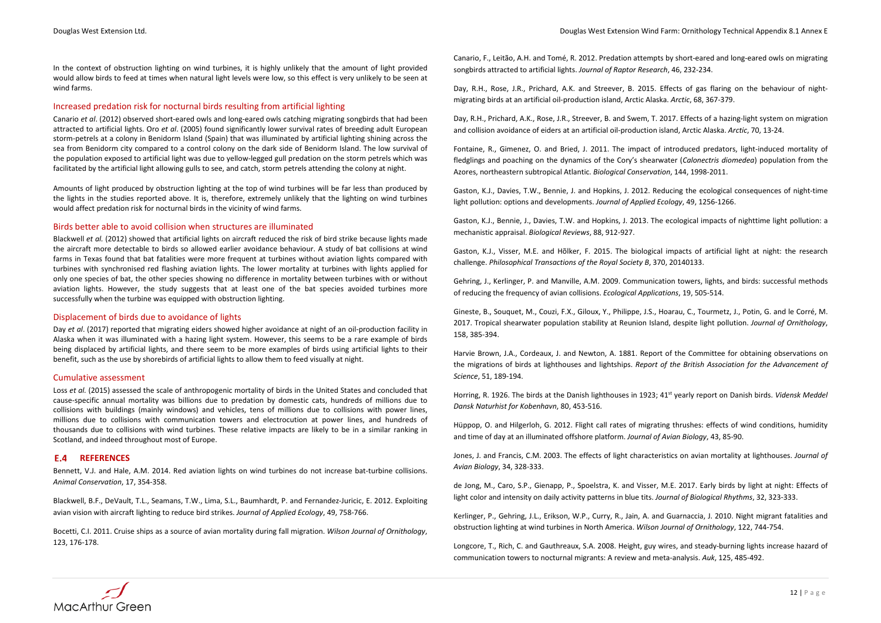In the context of obstruction lighting on wind turbines, it is highly unlikely that the amount of light provided would allow birds to feed at times when natural light levels were low, so this effect is very unlikely to be seen at wind farms.

### Increased predation risk for nocturnal birds resulting from artificial lighting

Canario *et al*. (2012) observed short-eared owls and long-eared owls catching migrating songbirds that had been attracted to artificial lights. Oro *et al*. (2005) found significantly lower survival rates of breeding adult European storm-petrels at a colony in Benidorm Island (Spain) that was illuminated by artificial lighting shining across the sea from Benidorm city compared to a control colony on the dark side of Benidorm Island. The low survival of the population exposed to artificial light was due to yellow-legged gull predation on the storm petrels which was facilitated by the artificial light allowing gulls to see, and catch, storm petrels attending the colony at night.

Amounts of light produced by obstruction lighting at the top of wind turbines will be far less than produced by the lights in the studies reported above. It is, therefore, extremely unlikely that the lighting on wind turbines would affect predation risk for nocturnal birds in the vicinity of wind farms.

### Birds better able to avoid collision when structures are illuminated

Blackwell *et al.* (2012) showed that artificial lights on aircraft reduced the risk of bird strike because lights made the aircraft more detectable to birds so allowed earlier avoidance behaviour. A study of bat collisions at wind farms in Texas found that bat fatalities were more frequent at turbines without aviation lights compared with turbines with synchronised red flashing aviation lights. The lower mortality at turbines with lights applied for only one species of bat, the other species showing no difference in mortality between turbines with or without aviation lights. However, the study suggests that at least one of the bat species avoided turbines more successfully when the turbine was equipped with obstruction lighting.

### Displacement of birds due to avoidance of lights

Day *et al*. (2017) reported that migrating eiders showed higher avoidance at night of an oil-production facility in Alaska when it was illuminated with a hazing light system. However, this seems to be a rare example of birds being displaced by artificial lights, and there seem to be more examples of birds using artificial lights to their benefit, such as the use by shorebirds of artificial lights to allow them to feed visually at night.

### Cumulative assessment

Loss *et al.* (2015) assessed the scale of anthropogenic mortality of birds in the United States and concluded that cause-specific annual mortality was billions due to predation by domestic cats, hundreds of millions due to collisions with buildings (mainly windows) and vehicles, tens of millions due to collisions with power lines, millions due to collisions with communication towers and electrocution at power lines, and hundreds of thousands due to collisions with wind turbines. These relative impacts are likely to be in a similar ranking in Scotland, and indeed throughout most of Europe.

## E.4 REFERENCES

Bennett, V.J. and Hale, A.M. 2014. Red aviation lights on wind turbines do not increase bat-turbine collisions. *Animal Conservation*, 17, 354-358.

Blackwell, B.F., DeVault, T.L., Seamans, T.W., Lima, S.L., Baumhardt, P. and Fernandez-Juricic, E. 2012. Exploiting avian vision with aircraft lighting to reduce bird strikes. *Journal of Applied Ecology*, 49, 758-766.

Bocetti, C.I. 2011. Cruise ships as a source of avian mortality during fall migration. *Wilson Journal of Ornithology*, 123, 176-178.

Canario, F., Leitão, A.H. and Tomé, R. 2012. Predation attempts by short-eared and long-eared owls on migrating songbirds attracted to artificial lights. *Journal of Raptor Research*, 46, 232-234.

Day, R.H., Rose, J.R., Prichard, A.K. and Streever, B. 2015. Effects of gas flaring on the behaviour of night-migrating birds at an artificial oil-production island, Arctic Alaska. *Arctic*, 68, 367-379.

Day, R.H., Prichard, A.K., Rose, J.R., Streever, B. and Swem, T. 2017. Effects of a hazing-light system on migration and collision avoidance of eiders at an artificial oil-production island, Arctic Alaska. *Arctic*, 70, 13-24.

Fontaine, R., Gimenez, O. and Bried, J. 2011. The impact of introduced predators, light-induced mortality of fledglings and poaching on the dynamics of the Cory's shearwater (*Calonectris diomedea*) population from the Azores, northeastern subtropical Atlantic. *Biological Conservation*, 144, 1998-2011.

Gaston, K.J., Davies, T.W., Bennie, J. and Hopkins, J. 2012. Reducing the ecological consequences of night-time light pollution: options and developments. *Journal of Applied Ecology*, 49, 1256-1266.

Gaston, K.J., Bennie, J., Davies, T.W. and Hopkins, J. 2013. The ecological impacts of nighttime light pollution: a mechanistic appraisal. *Biological Reviews*, 88, 912-927.

Gaston, K.J., Visser, M.E. and Hõlker, F. 2015. The biological impacts of artificial light at night: the research challenge. *Philosophical Transactions of the Royal Society B*, 370, 20140133.

Gehring, J., Kerlinger, P. and Manville, A.M. 2009. Communication towers, lights, and birds: successful methods of reducing the frequency of avian collisions. *Ecological Applications*, 19, 505-514.

Gineste, B., Souquet, M., Couzi, F.X., Giloux, Y., Philippe, J.S., Hoarau, C., Tourmetz, J., Potin, G. and le Corré, M. 2017. Tropical shearwater population stability at Reunion Island, despite light pollution. *Journal of Ornithology*, 158, 385-394.

Harvie Brown, J.A., Cordeaux, J. and Newton, A. 1881. Report of the Committee for obtaining observations on the migrations of birds at lighthouses and lightships. *Report of the British Association for the Advancement of Science*, 51, 189-194.

Horring, R. 1926. The birds at the Danish lighthouses in 1923; 41st yearly report on Danish birds. *Vidensk Meddel Dansk Naturhist for Kobenhavn*, 80, 453-516.

Hüppop, O. and Hilgerloh, G. 2012. Flight call rates of migrating thrushes: effects of wind conditions, humidity and time of day at an illuminated offshore platform. *Journal of Avian Biology*, 43, 85-90.

Jones, J. and Francis, C.M. 2003. The effects of light characteristics on avian mortality at lighthouses. *Journal of Avian Biology*, 34, 328-333.

de Jong, M., Caro, S.P., Gienapp, P., Spoelstra, K. and Visser, M.E. 2017. Early birds by light at night: Effects of light color and intensity on daily activity patterns in blue tits. *Journal of Biological Rhythms*, 32, 323-333.

Kerlinger, P., Gehring, J.L., Erikson, W.P., Curry, R., Jain, A. and Guarnaccia, J. 2010. Night migrant fatalities and obstruction lighting at wind turbines in North America. *Wilson Journal of Ornithology*, 122, 744-754.

Longcore, T., Rich, C. and Gauthreaux, S.A. 2008. Height, guy wires, and steady-burning lights increase hazard of communication towers to nocturnal migrants: A review and meta-analysis. *Auk*, 125, 485-492.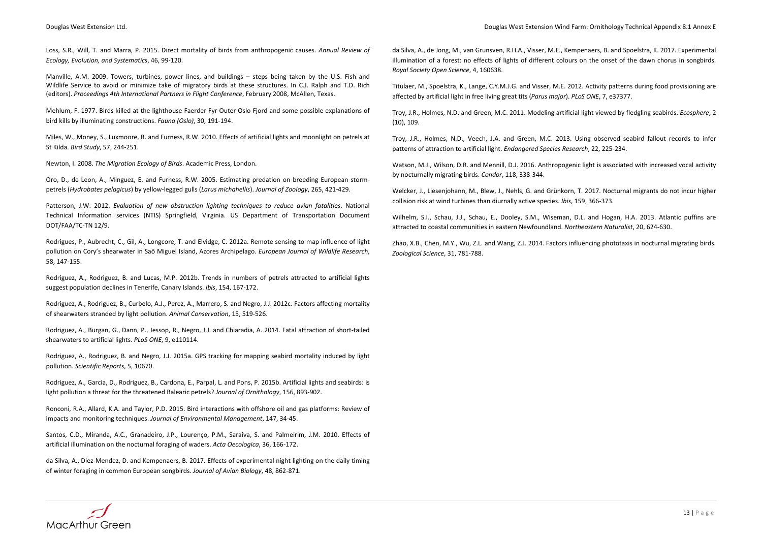Loss, S.R., Will, T. and Marra, P. 2015. Direct mortality of birds from anthropogenic causes. *Annual Review of Ecology, Evolution, and Systematics*, 46, 99-120.

Manville, A.M. 2009. Towers, turbines, power lines, and buildings – steps being taken by the U.S. Fish and Wildlife Service to avoid or minimize take of migratory birds at these structures. In C.J. Ralph and T.D. Rich (editors). *Proceedings 4th International Partners in Flight Conference*, February 2008, McAllen, Texas.

Mehlum, F. 1977. Birds killed at the lighthouse Faerder Fyr Outer Oslo Fjord and some possible explanations of bird kills by illuminating constructions. *Fauna (Oslo)*, 30, 191-194.

Miles, W., Money, S., Luxmoore, R. and Furness, R.W. 2010. Effects of artificial lights and moonlight on petrels at St Kilda. *Bird Study*, 57, 244-251.

Newton, I. 2008. *The Migration Ecology of Birds*. Academic Press, London.

Oro, D., de Leon, A., Minguez, E. and Furness, R.W. 2005. Estimating predation on breeding European storm-petrels (*Hydrobates pelagicus*) by yellow-legged gulls (*Larus michahellis*). *Journal of Zoology*, 265, 421-429.

Patterson, J.W. 2012. *Evaluation of new obstruction lighting techniques to reduce avian fatalities*. National Technical Information services (NTIS) Springfield, Virginia. US Department of Transportation Document DOT/FAA/TC-TN 12/9.

Rodrigues, P., Aubrecht, C., Gil, A., Longcore, T. and Elvidge, C. 2012a. Remote sensing to map influence of light pollution on Cory's shearwater in Saõ Miguel Island, Azores Archipelago. *European Journal of Wildlife Research*, 58, 147-155.

Rodriguez, A., Rodriguez, B. and Lucas, M.P. 2012b. Trends in numbers of petrels attracted to artificial lights suggest population declines in Tenerife, Canary Islands. *Ibis*, 154, 167-172.

Rodriguez, A., Rodriguez, B., Curbelo, A.J., Perez, A., Marrero, S. and Negro, J.J. 2012c. Factors affecting mortality of shearwaters stranded by light pollution. *Animal Conservation*, 15, 519-526.

Rodriguez, A., Burgan, G., Dann, P., Jessop, R., Negro, J.J. and Chiaradia, A. 2014. Fatal attraction of short-tailed shearwaters to artificial lights. *PLoS ONE*, 9, e110114.

Rodriguez, A., Rodriguez, B. and Negro, J.J. 2015a. GPS tracking for mapping seabird mortality induced by light pollution. *Scientific Reports*, 5, 10670.

Rodriguez, A., Garcia, D., Rodriguez, B., Cardona, E., Parpal, L. and Pons, P. 2015b. Artificial lights and seabirds: is light pollution a threat for the threatened Balearic petrels? *Journal of Ornithology*, 156, 893-902.

Ronconi, R.A., Allard, K.A. and Taylor, P.D. 2015. Bird interactions with offshore oil and gas platforms: Review of impacts and monitoring techniques. *Journal of Environmental Management*, 147, 34-45.

Santos, C.D., Miranda, A.C., Granadeiro, J.P., Lourenço, P.M., Saraiva, S. and Palmeirim, J.M. 2010. Effects of artificial illumination on the nocturnal foraging of waders. *Acta Oecologica*, 36, 166-172.

da Silva, A., Diez-Mendez, D. and Kempenaers, B. 2017. Effects of experimental night lighting on the daily timing of winter foraging in common European songbirds. *Journal of Avian Biology*, 48, 862-871.

da Silva, A., de Jong, M., van Grunsven, R.H.A., Visser, M.E., Kempenaers, B. and Spoelstra, K. 2017. Experimental illumination of a forest: no effects of lights of different colours on the onset of the dawn chorus in songbirds. *Royal Society Open Science*, 4, 160638.

Titulaer, M., Spoelstra, K., Lange, C.Y.M.J.G. and Visser, M.E. 2012. Activity patterns during food provisioning are affected by artificial light in free living great tits (*Parus major*). *PLoS ONE*, 7, e37377.

Troy, J.R., Holmes, N.D. and Green, M.C. 2011. Modeling artificial light viewed by fledgling seabirds. *Ecosphere*, 2 (10), 109.

Troy, J.R., Holmes, N.D., Veech, J.A. and Green, M.C. 2013. Using observed seabird fallout records to infer patterns of attraction to artificial light. *Endangered Species Research*, 22, 225-234.

Watson, M.J., Wilson, D.R. and Mennill, D.J. 2016. Anthropogenic light is associated with increased vocal activity by nocturnally migrating birds. *Condor*, 118, 338-344.

Welcker, J., Liesenjohann, M., Blew, J., Nehls, G. and Grünkorn, T. 2017. Nocturnal migrants do not incur higher collision risk at wind turbines than diurnally active species. *Ibis*, 159, 366-373.

Wilhelm, S.I., Schau, J.J., Schau, E., Dooley, S.M., Wiseman, D.L. and Hogan, H.A. 2013. Atlantic puffins are attracted to coastal communities in eastern Newfoundland. *Northeastern Naturalist*, 20, 624-630.

Zhao, X.B., Chen, M.Y., Wu, Z.L. and Wang, Z.J. 2014. Factors influencing phototaxis in nocturnal migrating birds. *Zoological Science*, 31, 781-788.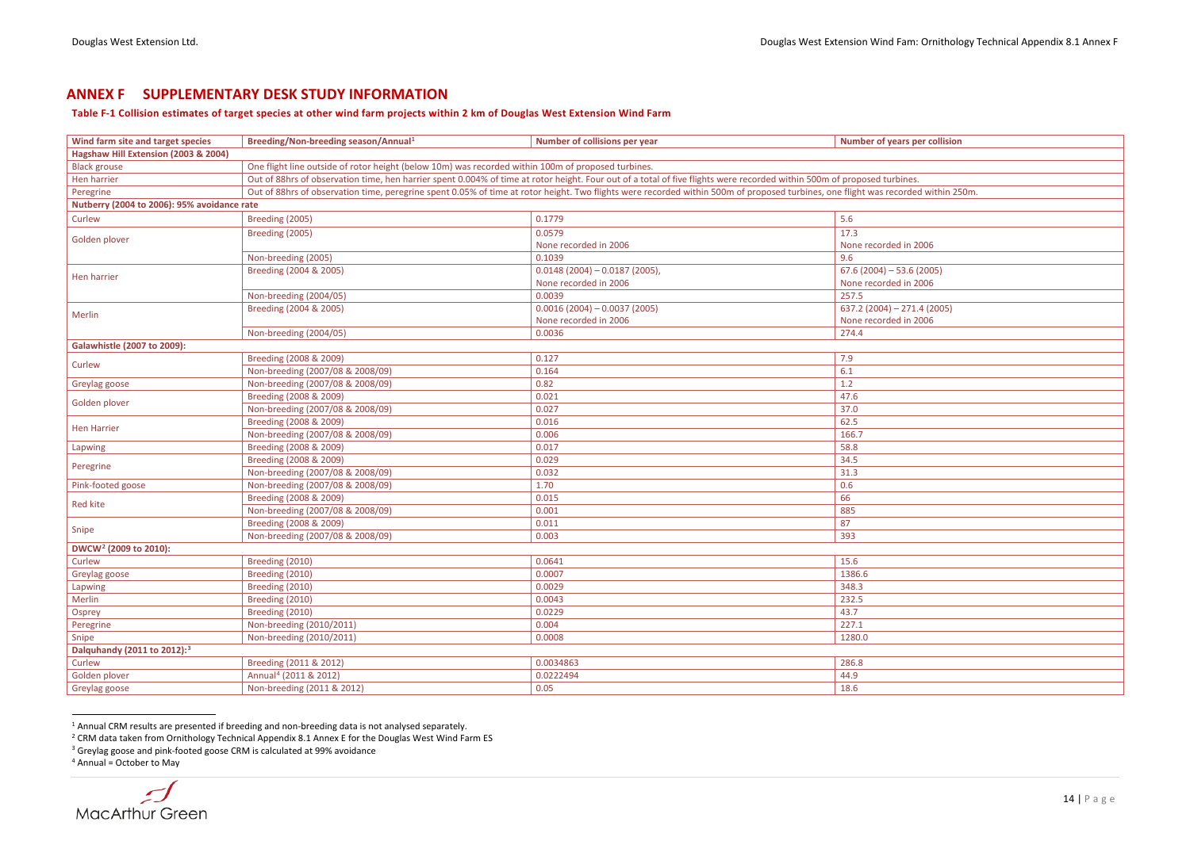# ANNEX F SUPPLEMENTARY DESK STUDY INFORMATION

**Table F-1 Collision estimates of target species at other wind farm projects within 2 km of Douglas West Extension Wind Farm**

| Wind farm site and target species | Breeding/Non-breeding season/Annual[1] | Number of collisions per year | Number of years per collision |
|---|---|---|---|
| **Hagshaw Hill Extension (2003 & 2004)** | | | |
| Black grouse | One flight line outside of rotor height (below 10m) was recorded within 100m of proposed turbines. | | |
| Hen harrier | Out of 88hrs of observation time, hen harrier spent 0.004% of time at rotor height. Four out of a total of five flights were recorded within 500m of proposed turbines. | | |
| Peregrine | Out of 88hrs of observation time, peregrine spent 0.05% of time at rotor height. Two flights were recorded within 500m of proposed turbines, one flight was recorded within 250m. | | |
| **Nutberry (2004 to 2006): 95% avoidance rate** | | | |
| Curlew | Breeding (2005) | 0.1779 | 5.6 |
| Golden plover | Breeding (2005) | 0.0579<br>None recorded in 2006 | 17.3<br>None recorded in 2006 |
| | Non-breeding (2005) | 0.1039 | 9.6 |
| Hen harrier | Breeding (2004 & 2005) | 0.0148 (2004) – 0.0187 (2005),<br>None recorded in 2006 | 67.6 (2004) – 53.6 (2005)<br>None recorded in 2006 |
| | Non-breeding (2004/05) | 0.0039 | 257.5 |
| Merlin | Breeding (2004 & 2005) | 0.0016 (2004) – 0.0037 (2005)<br>None recorded in 2006 | 637.2 (2004) – 271.4 (2005)<br>None recorded in 2006 |
| | Non-breeding (2004/05) | 0.0036 | 274.4 |
| **Galawhistle (2007 to 2009):** | | | |
| Curlew | Breeding (2008 & 2009) | 0.127 | 7.9 |
| | Non-breeding (2007/08 & 2008/09) | 0.164 | 6.1 |
| Greylag goose | Non-breeding (2007/08 & 2008/09) | 0.82 | 1.2 |
| Golden plover | Breeding (2008 & 2009) | 0.021 | 47.6 |
| | Non-breeding (2007/08 & 2008/09) | 0.027 | 37.0 |
| Hen Harrier | Breeding (2008 & 2009) | 0.016 | 62.5 |
| | Non-breeding (2007/08 & 2008/09) | 0.006 | 166.7 |
| Lapwing | Breeding (2008 & 2009) | 0.017 | 58.8 |
| Peregrine | Breeding (2008 & 2009) | 0.029 | 34.5 |
| | Non-breeding (2007/08 & 2008/09) | 0.032 | 31.3 |
| Pink-footed goose | Non-breeding (2007/08 & 2008/09) | 1.70 | 0.6 |
| Red kite | Breeding (2008 & 2009) | 0.015 | 66 |
| | Non-breeding (2007/08 & 2008/09) | 0.001 | 885 |
| Snipe | Breeding (2008 & 2009) | 0.011 | 87 |
| | Non-breeding (2007/08 & 2008/09) | 0.003 | 393 |
| **DWCW[2] (2009 to 2010):** | | | |
| Curlew | Breeding (2010) | 0.0641 | 15.6 |
| Greylag goose | Breeding (2010) | 0.0007 | 1386.6 |
| Lapwing | Breeding (2010) | 0.0029 | 348.3 |
| Merlin | Breeding (2010) | 0.0043 | 232.5 |
| Osprey | Breeding (2010) | 0.0229 | 43.7 |
| Peregrine | Non-breeding (2010/2011) | 0.004 | 227.1 |
| Snipe | Non-breeding (2010/2011) | 0.0008 | 1280.0 |
| **Dalquhandy (2011 to 2012):[3]** | | | |
| Curlew | Breeding (2011 & 2012) | 0.0034863 | 286.8 |
| Golden plover | Annual[4] (2011 & 2012) | 0.0222494 | 44.9 |
| Greylag goose | Non-breeding (2011 & 2012) | 0.05 | 18.6 |

[1] Annual CRM results are presented if breeding and non-breeding data is not analysed separately.

[2] CRM data taken from Ornithology Technical Appendix 8.1 Annex E for the Douglas West Wind Farm ES

[3] Greylag goose and pink-footed goose CRM is calculated at 99% avoidance

[4] Annual = October to May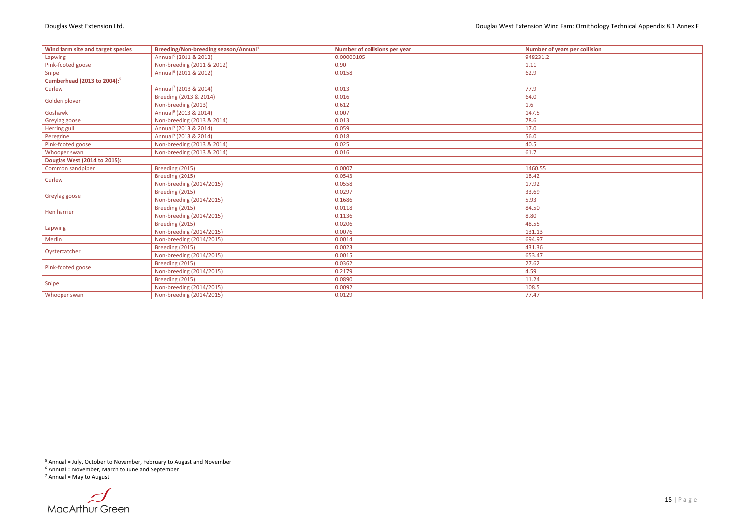| Wind farm site and target species | Breeding/Non-breeding season/Annual[1] | Number of collisions per year | Number of years per collision |
|---|---|---|---|
| Lapwing | Annual[5] (2011 & 2012) | 0.00000105 | 948231.2 |
| Pink-footed goose | Non-breeding (2011 & 2012) | 0.90 | 1.11 |
| Snipe | Annual[6] (2011 & 2012) | 0.0158 | 62.9 |
| **Cumberhead (2013 to 2004):**[5] | | | |
| Curlew | Annual[7] (2013 & 2014) | 0.013 | 77.9 |
| Golden plover | Breeding (2013 & 2014) | 0.016 | 64.0 |
| | Non-breeding (2013) | 0.612 | 1.6 |
| Goshawk | Annual[9] (2013 & 2014) | 0.007 | 147.5 |
| Greylag goose | Non-breeding (2013 & 2014) | 0.013 | 78.6 |
| Herring gull | Annual[9] (2013 & 2014) | 0.059 | 17.0 |
| Peregrine | Annual[9] (2013 & 2014) | 0.018 | 56.0 |
| Pink-footed goose | Non-breeding (2013 & 2014) | 0.025 | 40.5 |
| Whooper swan | Non-breeding (2013 & 2014) | 0.016 | 61.7 |
| **Douglas West (2014 to 2015):** | | | |
| Common sandpiper | Breeding (2015) | 0.0007 | 1460.55 |
| Curlew | Breeding (2015) | 0.0543 | 18.42 |
| | Non-breeding (2014/2015) | 0.0558 | 17.92 |
| Greylag goose | Breeding (2015) | 0.0297 | 33.69 |
| | Non-breeding (2014/2015) | 0.1686 | 5.93 |
| Hen harrier | Breeding (2015) | 0.0118 | 84.50 |
| | Non-breeding (2014/2015) | 0.1136 | 8.80 |
| Lapwing | Breeding (2015) | 0.0206 | 48.55 |
| | Non-breeding (2014/2015) | 0.0076 | 131.13 |
| Merlin | Non-breeding (2014/2015) | 0.0014 | 694.97 |
| Oystercatcher | Breeding (2015) | 0.0023 | 431.36 |
| | Non-breeding (2014/2015) | 0.0015 | 653.47 |
| Pink-footed goose | Breeding (2015) | 0.0362 | 27.62 |
| | Non-breeding (2014/2015) | 0.2179 | 4.59 |
| Snipe | Breeding (2015) | 0.0890 | 11.24 |
| | Non-breeding (2014/2015) | 0.0092 | 108.5 |
| Whooper swan | Non-breeding (2014/2015) | 0.0129 | 77.47 |

[5] Annual = July, October to November, February to August and November

[6] Annual = November, March to June and September

[7] Annual = May to August